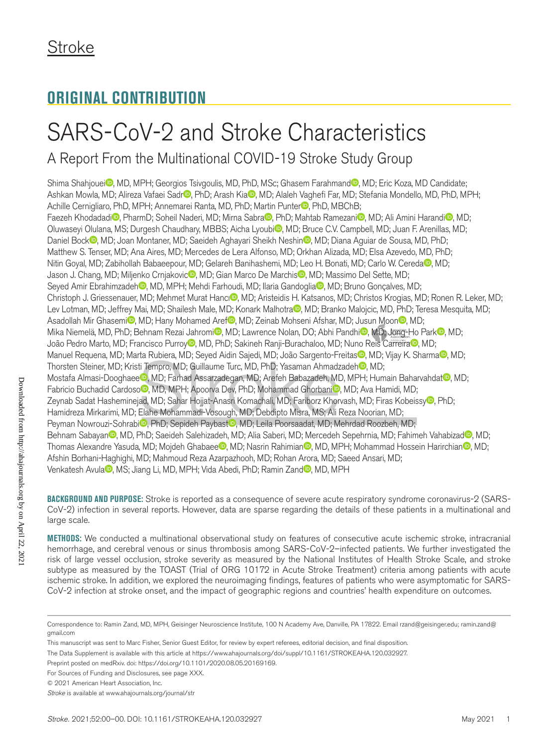Stroke

## ORIGINAL CONTRIBUTION

# SARS-CoV-2 and Stroke Characteristics

## A Report From the Multinational COVID-19 Stroke Study Group

Shima Shahjouei, MD, MPH; Georgios Tsivgoulis, MD, PhD, MSc; Ghasem Farahmand, MD; Eric Koza, MD Candidate; Ashkan Mowla, MD; Alireza Vafaei Sadr, PhD; Arash Kia, MD; Alaleh Vaghefi Far, MD; Stefania Mondello, MD, PhD, MPH; Achille Cernigliaro, PhD, MPH; Annemarei Ranta, MD, PhD; Martin Punter, PhD, MBChB; Faezeh Khodadadi, PharmD; Soheil Naderi, MD; Mirna Sabra, PhD; Mahtab Ramezani, MD; Ali Amini Harandi, MD; Oluwaseyi Olulana, MS; Durgesh Chaudhary, MBBS; Aicha Lyoubi, MD; Bruce C.V. Campbell, MD; Juan F. Arenillas, MD; Daniel Bock, MD; Joan Montaner, MD; Saeideh Aghayari Sheikh Neshin, MD; Diana Aguiar de Sousa, MD, PhD; Matthew S. Tenser, MD; Ana Aires, MD; Mercedes de Lera Alfonso, MD; Orkhan Alizada, MD; Elsa Azevedo, MD, PhD; Nitin Goyal, MD; Zabihollah Babaeepour, MD; Gelareh Banihashemi, MD; Leo H. Bonati, MD; Carlo W. Cereda, MD; Jason J. Chang, MD; Miljenko Crnjakovic, MD; Gian Marco De Marchis, MD; Massimo Del Sette, MD; Seyed Amir Ebrahimzadeh, MD, MPH; Mehdi Farhoudi, MD; Ilaria Gandoglia, MD; Bruno Gonçalves, MD; Christoph J. Griessenauer, MD; Mehmet Murat Hancı, MD; Aristeidis H. Katsanos, MD; Christos Krogias, MD; Ronen R. Leker, MD; Lev Lotman, MD; Jeffrey Mai, MD; Shailesh Male, MD; Konark Malhotra, MD; Branko Malojcic, MD, PhD; Teresa Mesquita, MD; Asadollah Mir Ghasemi, MD; Hany Mohamed Aref, MD; Zeinab Mohseni Afshar, MD; Jusun Moon, MD; Mika Niemelä, MD, PhD; Behnam Rezai Jahromi, MD; Lawrence Nolan, DO; Abhi Pandhi, MD; Jong-Ho Park, MD; João Pedro Marto, MD; Francisco Purroy, MD, PhD; Sakineh Ranji-Burachaloo, MD; Nuno Reis Carreira, MD; Manuel Requena, MD; Marta Rubiera, MD; Seyed Aidin Sajedi, MD; João Sargento-Freitas, MD; Vijay K. Sharma, MD; Thorsten Steiner, MD; Kristi Tempro, MD; Guillaume Turc, MD, PhD; Yasaman Ahmadzadeh, MD; Mostafa Almasi-Dooghaee, MD; Farhad Assarzadegan, MD; Arefeh Babazadeh, MD, MPH; Humain Baharvahdat, MD; Fabricio Buchadid Cardoso, MD, MPH; Apoorva Dev, PhD; Mohammad Ghorbani, MD; Ava Hamidi, MD; Zeynab Sadat Hasheminejad, MD; Sahar Hojjat-Anasri Komachali, MD; Fariborz Khorvash, MD; Firas Kobeissy, PhD; Hamidreza Mirkarimi, MD; Elahe Mohammadi-Vosough, MD; Debdipto Misra, MS; Ali Reza Noorian, MD; Peyman Nowrouzi-Sohrabi, PhD; Sepideh Paybast, MD; Leila Poorsaadat, MD; Mehrdad Roozbeh, MD; Behnam Sabayan, MD, PhD; Saeideh Salehizadeh, MD; Alia Saberi, MD; Mercedeh Sepehrnia, MD; Fahimeh Vahabizad, MD; Thomas Alexandre Yasuda, MD; Mojdeh Ghabaee, MD; Nasrin Rahimian, MD, MPH; Mohammad Hossein Harirchian, MD; Afshin Borhani-Haghighi, MD; Mahmoud Reza Azarpazhooh, MD; Rohan Arora, MD; Saeed Ansari, MD; Venkatesh Avula, MS; Jiang Li, MD, MPH; Vida Abedi, PhD; Ramin Zand, MD, MPH

**BACKGROUND AND PURPOSE:** Stroke is reported as a consequence of severe acute respiratory syndrome coronavirus-2 (SARS-CoV-2) infection in several reports. However, data are sparse regarding the details of these patients in a multinational and large scale.

**METHODS:** We conducted a multinational observational study on features of consecutive acute ischemic stroke, intracranial hemorrhage, and cerebral venous or sinus thrombosis among SARS-CoV-2–infected patients. We further investigated the risk of large vessel occlusion, stroke severity as measured by the National Institutes of Health Stroke Scale, and stroke subtype as measured by the TOAST (Trial of ORG 10172 in Acute Stroke Treatment) criteria among patients with acute ischemic stroke. In addition, we explored the neuroimaging findings, features of patients who were asymptomatic for SARS-CoV-2 infection at stroke onset, and the impact of geographic regions and countries' health expenditure on outcomes.

Correspondence to: Ramin Zand, MD, MPH, Geisinger Neuroscience Institute, 100 N Academy Ave, Danville, PA 17822. Email rzand@geisinger.edu; ramin.zand@gmail.com

This manuscript was sent to Marc Fisher, Senior Guest Editor, for review by expert referees, editorial decision, and final disposition.

The Data Supplement is available with this article at https://www.ahajournals.org/doi/suppl/10.1161/STROKEAHA.120.032927.

Preprint posted on medRxiv. doi: https://doi.org/10.1101/2020.08.05.20169169.

For Sources of Funding and Disclosures, see page XXX.

© 2021 American Heart Association, Inc.

*Stroke* is available at www.ahajournals.org/journal/str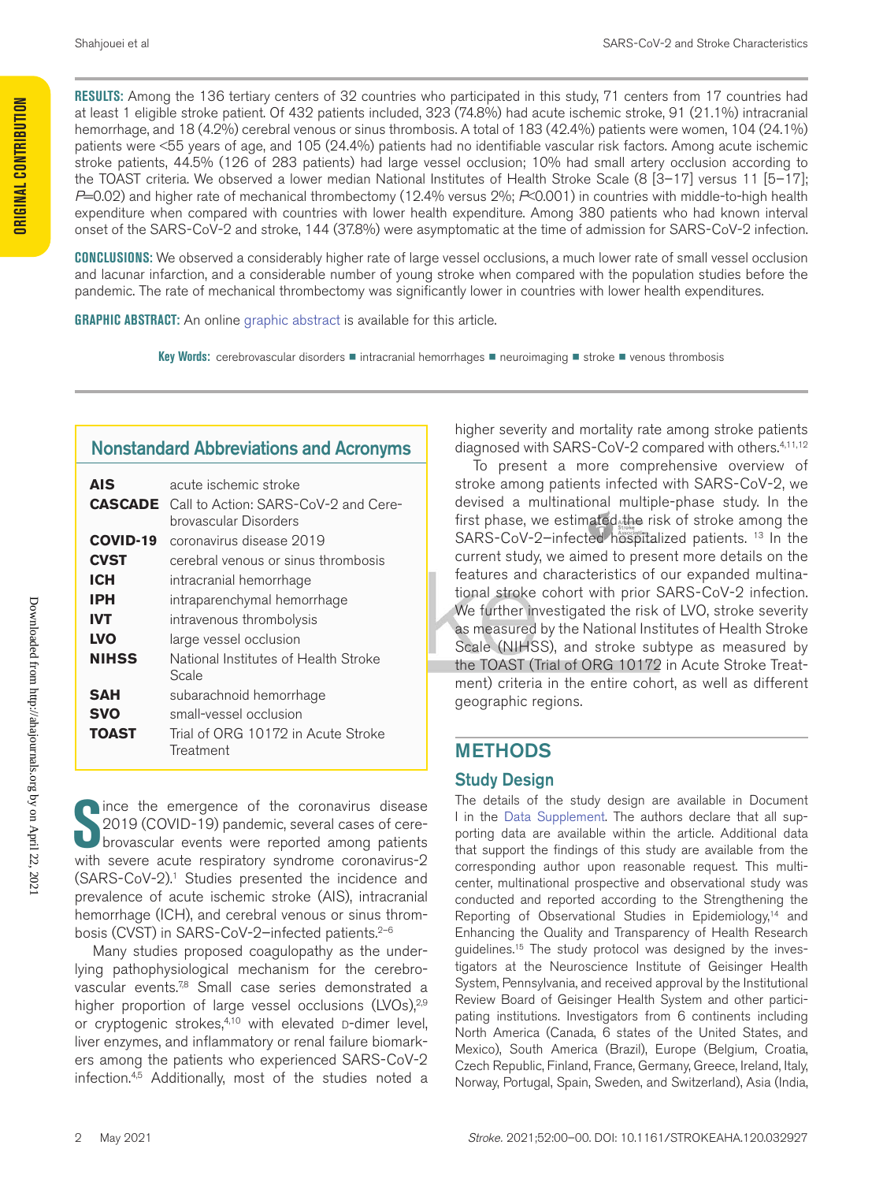**RESULTS:** Among the 136 tertiary centers of 32 countries who participated in this study, 71 centers from 17 countries had at least 1 eligible stroke patient. Of 432 patients included, 323 (74.8%) had acute ischemic stroke, 91 (21.1%) intracranial hemorrhage, and 18 (4.2%) cerebral venous or sinus thrombosis. A total of 183 (42.4%) patients were women, 104 (24.1%) patients were <55 years of age, and 105 (24.4%) patients had no identifiable vascular risk factors. Among acute ischemic stroke patients, 44.5% (126 of 283 patients) had large vessel occlusion; 10% had small artery occlusion according to the TOAST criteria. We observed a lower median National Institutes of Health Stroke Scale (8 [3–17] versus 11 [5–17]; $P$=0.02) and higher rate of mechanical thrombectomy (12.4% versus 2%; $P$<0.001) in countries with middle-to-high health expenditure when compared with countries with lower health expenditure. Among 380 patients who had known interval onset of the SARS-CoV-2 and stroke, 144 (37.8%) were asymptomatic at the time of admission for SARS-CoV-2 infection.

**CONCLUSIONS:** We observed a considerably higher rate of large vessel occlusions, a much lower rate of small vessel occlusion and lacunar infarction, and a considerable number of young stroke when compared with the population studies before the pandemic. The rate of mechanical thrombectomy was significantly lower in countries with lower health expenditures.

**GRAPHIC ABSTRACT:** An online graphic abstract is available for this article.

**Key Words:** cerebrovascular disorders ■ intracranial hemorrhages ■ neuroimaging ■ stroke ■ venous thrombosis

## Nonstandard Abbreviations and Acronyms

| | |
|---|---|
| **AIS** | acute ischemic stroke |
| **CASCADE** | Call to Action: SARS-CoV-2 and Cerebrovascular Disorders |
| **COVID-19** | coronavirus disease 2019 |
| **CVST** | cerebral venous or sinus thrombosis |
| **ICH** | intracranial hemorrhage |
| **IPH** | intraparenchymal hemorrhage |
| **IVT** | intravenous thrombolysis |
| **LVO** | large vessel occlusion |
| **NIHSS** | National Institutes of Health Stroke Scale |
| **SAH** | subarachnoid hemorrhage |
| **SVO** | small-vessel occlusion |
| **TOAST** | Trial of ORG 10172 in Acute Stroke Treatment |

Since the emergence of the coronavirus disease 2019 (COVID-19) pandemic, several cases of cerebrovascular events were reported among patients with severe acute respiratory syndrome coronavirus-2 (SARS-CoV-2).[1] Studies presented the incidence and prevalence of acute ischemic stroke (AIS), intracranial hemorrhage (ICH), and cerebral venous or sinus thrombosis (CVST) in SARS-CoV-2–infected patients.[2–6]

Many studies proposed coagulopathy as the underlying pathophysiological mechanism for the cerebrovascular events.[7,8] Small case series demonstrated a higher proportion of large vessel occlusions (LVOs),[2,9] or cryptogenic strokes,[4,10] with elevated D-dimer level, liver enzymes, and inflammatory or renal failure biomarkers among the patients who experienced SARS-CoV-2 infection.[4,5] Additionally, most of the studies noted a higher severity and mortality rate among stroke patients diagnosed with SARS-CoV-2 compared with others.[4,11,12]

To present a more comprehensive overview of stroke among patients infected with SARS-CoV-2, we devised a multinational multiple-phase study. In the first phase, we estimated the risk of stroke among the SARS-CoV-2–infected hospitalized patients.[13] In the current study, we aimed to present more details on the features and characteristics of our expanded multinational stroke cohort with prior SARS-CoV-2 infection. We further investigated the risk of LVO, stroke severity as measured by the National Institutes of Health Stroke Scale (NIHSS), and stroke subtype as measured by the TOAST (Trial of ORG 10172 in Acute Stroke Treatment) criteria in the entire cohort, as well as different geographic regions.

# METHODS

## Study Design

The details of the study design are available in Document I in the Data Supplement. The authors declare that all supporting data are available within the article. Additional data that support the findings of this study are available from the corresponding author upon reasonable request. This multicenter, multinational prospective and observational study was conducted and reported according to the Strengthening the Reporting of Observational Studies in Epidemiology,[14] and Enhancing the Quality and Transparency of Health Research guidelines.[15] The study protocol was designed by the investigators at the Neuroscience Institute of Geisinger Health System, Pennsylvania, and received approval by the Institutional Review Board of Geisinger Health System and other participating institutions. Investigators from 6 continents including North America (Canada, 6 states of the United States, and Mexico), South America (Brazil), Europe (Belgium, Croatia, Czech Republic, Finland, France, Germany, Greece, Ireland, Italy, Norway, Portugal, Spain, Sweden, and Switzerland), Asia (India,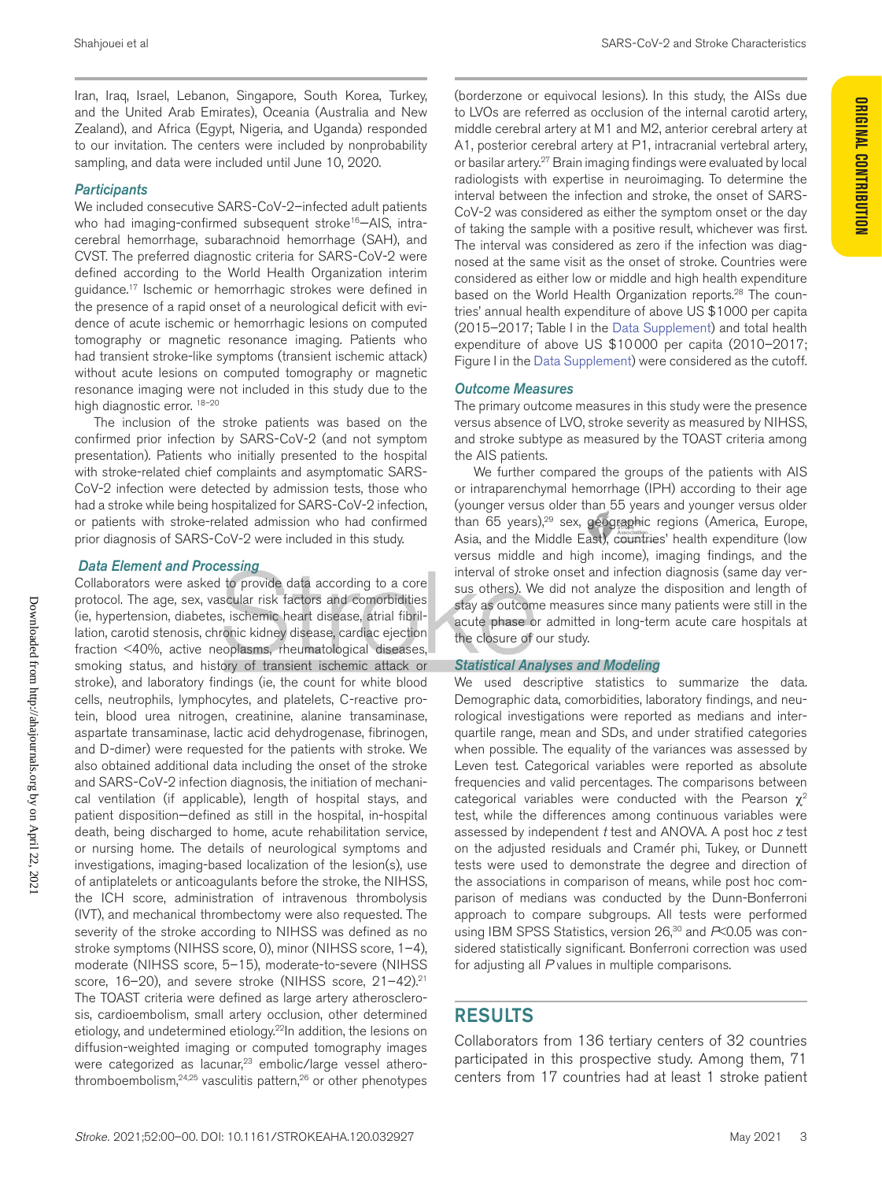Iran, Iraq, Israel, Lebanon, Singapore, South Korea, Turkey, and the United Arab Emirates), Oceania (Australia and New Zealand), and Africa (Egypt, Nigeria, and Uganda) responded to our invitation. The centers were included by nonprobability sampling, and data were included until June 10, 2020.

### *Participants*

We included consecutive SARS-CoV-2–infected adult patients who had imaging-confirmed subsequent stroke[16]—AIS, intracerebral hemorrhage, subarachnoid hemorrhage (SAH), and CVST. The preferred diagnostic criteria for SARS-CoV-2 were defined according to the World Health Organization interim guidance.[17] Ischemic or hemorrhagic strokes were defined in the presence of a rapid onset of a neurological deficit with evidence of acute ischemic or hemorrhagic lesions on computed tomography or magnetic resonance imaging. Patients who had transient stroke-like symptoms (transient ischemic attack) without acute lesions on computed tomography or magnetic resonance imaging were not included in this study due to the high diagnostic error.[18–20]

The inclusion of the stroke patients was based on the confirmed prior infection by SARS-CoV-2 (and not symptom presentation). Patients who initially presented to the hospital with stroke-related chief complaints and asymptomatic SARS-CoV-2 infection were detected by admission tests, those who had a stroke while being hospitalized for SARS-CoV-2 infection, or patients with stroke-related admission who had confirmed prior diagnosis of SARS-CoV-2 were included in this study.

### *Data Element and Processing*

Collaborators were asked to provide data according to a core protocol. The age, sex, vascular risk factors and comorbidities (ie, hypertension, diabetes, ischemic heart disease, atrial fibrillation, carotid stenosis, chronic kidney disease, cardiac ejection fraction <40%, active neoplasms, rheumatological diseases, smoking status, and history of transient ischemic attack or stroke), and laboratory findings (ie, the count for white blood cells, neutrophils, lymphocytes, and platelets, C-reactive protein, blood urea nitrogen, creatinine, alanine transaminase, aspartate transaminase, lactic acid dehydrogenase, fibrinogen, and D-dimer) were requested for the patients with stroke. We also obtained additional data including the onset of the stroke and SARS-CoV-2 infection diagnosis, the initiation of mechanical ventilation (if applicable), length of hospital stays, and patient disposition—defined as still in the hospital, in-hospital death, being discharged to home, acute rehabilitation service, or nursing home. The details of neurological symptoms and investigations, imaging-based localization of the lesion(s), use of antiplatelets or anticoagulants before the stroke, the NIHSS, the ICH score, administration of intravenous thrombolysis (IVT), and mechanical thrombectomy were also requested. The severity of the stroke according to NIHSS was defined as no stroke symptoms (NIHSS score, 0), minor (NIHSS score, 1–4), moderate (NIHSS score, 5–15), moderate-to-severe (NIHSS score, 16–20), and severe stroke (NIHSS score, 21–42).[21] The TOAST criteria were defined as large artery atherosclerosis, cardioembolism, small artery occlusion, other determined etiology, and undetermined etiology.[22] In addition, the lesions on diffusion-weighted imaging or computed tomography images were categorized as lacunar,[23] embolic/large vessel atherothrombo­embolism,[24,25] vasculitis pattern,[26] or other phenotypes (borderzone or equivocal lesions). In this study, the AISs due to LVOs are referred as occlusion of the internal carotid artery, middle cerebral artery at M1 and M2, anterior cerebral artery at A1, posterior cerebral artery at P1, intracranial vertebral artery, or basilar artery.[27] Brain imaging findings were evaluated by local radiologists with expertise in neuroimaging. To determine the interval between the infection and stroke, the onset of SARS-CoV-2 was considered as either the symptom onset or the day of taking the sample with a positive result, whichever was first. The interval was considered as zero if the infection was diagnosed at the same visit as the onset of stroke. Countries were considered as either low or middle and high health expenditure based on the World Health Organization reports.[28] The countries' annual health expenditure of above US $1000 per capita (2015–2017; Table I in the Data Supplement) and total health expenditure of above US $10000 per capita (2010–2017; Figure I in the Data Supplement) were considered as the cutoff.

### *Outcome Measures*

The primary outcome measures in this study were the presence versus absence of LVO, stroke severity as measured by NIHSS, and stroke subtype as measured by the TOAST criteria among the AIS patients.

We further compared the groups of the patients with AIS or intraparenchymal hemorrhage (IPH) according to their age (younger versus older than 55 years and younger versus older than 65 years),[29] sex, geographic regions (America, Europe, Asia, and the Middle East), countries' health expenditure (low versus middle and high income), imaging findings, and the interval of stroke onset and infection diagnosis (same day versus others). We did not analyze the disposition and length of stay as outcome measures since many patients were still in the acute phase or admitted in long-term acute care hospitals at the closure of our study.

### *Statistical Analyses and Modeling*

We used descriptive statistics to summarize the data. Demographic data, comorbidities, laboratory findings, and neurological investigations were reported as medians and interquartile range, mean and SDs, and under stratified categories when possible. The equality of the variances was assessed by Leven test. Categorical variables were reported as absolute frequencies and valid percentages. The comparisons between categorical variables were conducted with the Pearson $\chi^2$ test, while the differences among continuous variables were assessed by independent *t* test and ANOVA. A post hoc *z* test on the adjusted residuals and Cramér phi, Tukey, or Dunnett tests were used to demonstrate the degree and direction of the associations in comparison of means, while post hoc comparison of medians was conducted by the Dunn-Bonferroni approach to compare subgroups. All tests were performed using IBM SPSS Statistics, version 26,[30] and $P<0.05$ was considered statistically significant. Bonferroni correction was used for adjusting all *P* values in multiple comparisons.

## RESULTS

Collaborators from 136 tertiary centers of 32 countries participated in this prospective study. Among them, 71 centers from 17 countries had at least 1 stroke patient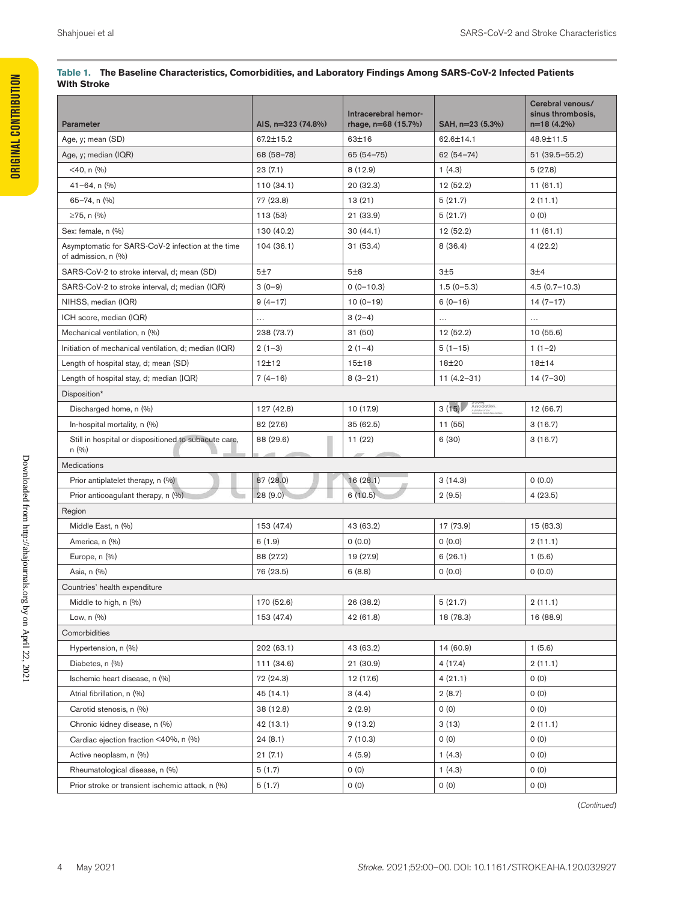**Table 1. The Baseline Characteristics, Comorbidities, and Laboratory Findings Among SARS-CoV-2 Infected Patients With Stroke**

| Parameter | AIS, n=323 (74.8%) | Intracerebral hemorrhage, n=68 (15.7%) | SAH, n=23 (5.3%) | Cerebral venous/sinus thrombosis, n=18 (4.2%) |
|---|---|---|---|---|
| Age, y; mean (SD) | 67.2±15.2 | 63±16 | 62.6±14.1 | 48.9±11.5 |
| Age, y; median (IQR) | 68 (58–78) | 65 (54–75) | 62 (54–74) | 51 (39.5–55.2) |
| <40, n (%) | 23 (7.1) | 8 (12.9) | 1 (4.3) | 5 (27.8) |
| 41–64, n (%) | 110 (34.1) | 20 (32.3) | 12 (52.2) | 11 (61.1) |
| 65–74, n (%) | 77 (23.8) | 13 (21) | 5 (21.7) | 2 (11.1) |
| ≥75, n (%) | 113 (53) | 21 (33.9) | 5 (21.7) | 0 (0) |
| Sex: female, n (%) | 130 (40.2) | 30 (44.1) | 12 (52.2) | 11 (61.1) |
| Asymptomatic for SARS-CoV-2 infection at the time of admission, n (%) | 104 (36.1) | 31 (53.4) | 8 (36.4) | 4 (22.2) |
| SARS-CoV-2 to stroke interval, d; mean (SD) | 5±7 | 5±8 | 3±5 | 3±4 |
| SARS-CoV-2 to stroke interval, d; median (IQR) | 3 (0–9) | 0 (0–10.3) | 1.5 (0–5.3) | 4.5 (0.7–10.3) |
| NIHSS, median (IQR) | 9 (4–17) | 10 (0–19) | 6 (0–16) | 14 (7–17) |
| ICH score, median (IQR) | … | 3 (2–4) | … | … |
| Mechanical ventilation, n (%) | 238 (73.7) | 31 (50) | 12 (52.2) | 10 (55.6) |
| Initiation of mechanical ventilation, d; median (IQR) | 2 (1–3) | 2 (1–4) | 5 (1–15) | 1 (1–2) |
| Length of hospital stay, d; mean (SD) | 12±12 | 15±18 | 18±20 | 18±14 |
| Length of hospital stay, d; median (IQR) | 7 (4–16) | 8 (3–21) | 11 (4.2–31) | 14 (7–30) |
| Disposition* | | | | |
| Discharged home, n (%) | 127 (42.8) | 10 (17.9) | 3 (15) | 12 (66.7) |
| In-hospital mortality, n (%) | 82 (27.6) | 35 (62.5) | 11 (55) | 3 (16.7) |
| Still in hospital or dispositioned to subacute care, n (%) | 88 (29.6) | 11 (22) | 6 (30) | 3 (16.7) |
| Medications | | | | |
| Prior antiplatelet therapy, n (%) | 87 (28.0) | 16 (28.1) | 3 (14.3) | 0 (0.0) |
| Prior anticoagulant therapy, n (%) | 28 (9.0) | 6 (10.5) | 2 (9.5) | 4 (23.5) |
| Region | | | | |
| Middle East, n (%) | 153 (47.4) | 43 (63.2) | 17 (73.9) | 15 (83.3) |
| America, n (%) | 6 (1.9) | 0 (0.0) | 0 (0.0) | 2 (11.1) |
| Europe, n (%) | 88 (27.2) | 19 (27.9) | 6 (26.1) | 1 (5.6) |
| Asia, n (%) | 76 (23.5) | 6 (8.8) | 0 (0.0) | 0 (0.0) |
| Countries' health expenditure | | | | |
| Middle to high, n (%) | 170 (52.6) | 26 (38.2) | 5 (21.7) | 2 (11.1) |
| Low, n (%) | 153 (47.4) | 42 (61.8) | 18 (78.3) | 16 (88.9) |
| Comorbidities | | | | |
| Hypertension, n (%) | 202 (63.1) | 43 (63.2) | 14 (60.9) | 1 (5.6) |
| Diabetes, n (%) | 111 (34.6) | 21 (30.9) | 4 (17.4) | 2 (11.1) |
| Ischemic heart disease, n (%) | 72 (24.3) | 12 (17.6) | 4 (21.1) | 0 (0) |
| Atrial fibrillation, n (%) | 45 (14.1) | 3 (4.4) | 2 (8.7) | 0 (0) |
| Carotid stenosis, n (%) | 38 (12.8) | 2 (2.9) | 0 (0) | 0 (0) |
| Chronic kidney disease, n (%) | 42 (13.1) | 9 (13.2) | 3 (13) | 2 (11.1) |
| Cardiac ejection fraction <40%, n (%) | 24 (8.1) | 7 (10.3) | 0 (0) | 0 (0) |
| Active neoplasm, n (%) | 21 (7.1) | 4 (5.9) | 1 (4.3) | 0 (0) |
| Rheumatological disease, n (%) | 5 (1.7) | 0 (0) | 1 (4.3) | 0 (0) |
| Prior stroke or transient ischemic attack, n (%) | 5 (1.7) | 0 (0) | 0 (0) | 0 (0) |

(*Continued*)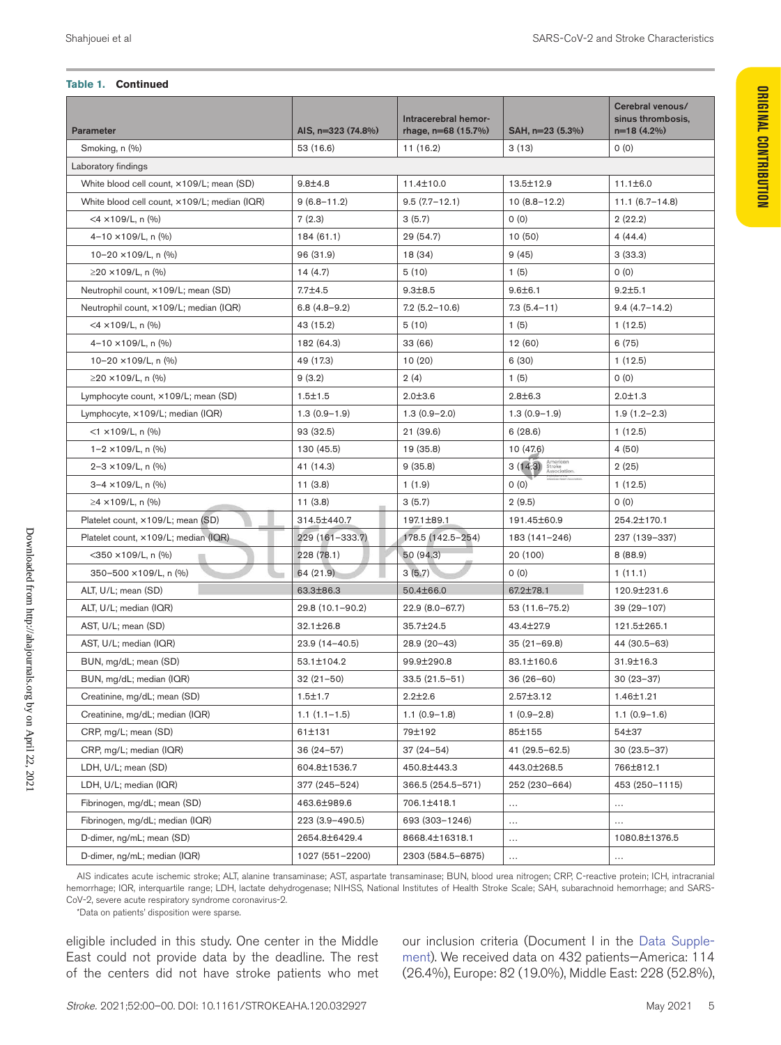**Table 1. Continued**

| Parameter | AIS, n=323 (74.8%) | Intracerebral hemorrhage, n=68 (15.7%) | SAH, n=23 (5.3%) | Cerebral venous/sinus thrombosis, n=18 (4.2%) |
|---|---|---|---|---|
| Smoking, n (%) | 53 (16.6) | 11 (16.2) | 3 (13) | 0 (0) |
| Laboratory findings | | | | |
| White blood cell count, ×109/L; mean (SD) | 9.8±4.8 | 11.4±10.0 | 13.5±12.9 | 11.1±6.0 |
| White blood cell count, ×109/L; median (IQR) | 9 (6.8–11.2) | 9.5 (7.7–12.1) | 10 (8.8–12.2) | 11.1 (6.7–14.8) |
| <4 ×109/L, n (%) | 7 (2.3) | 3 (5.7) | 0 (0) | 2 (22.2) |
| 4–10 ×109/L, n (%) | 184 (61.1) | 29 (54.7) | 10 (50) | 4 (44.4) |
| 10–20 ×109/L, n (%) | 96 (31.9) | 18 (34) | 9 (45) | 3 (33.3) |
| ≥20 ×109/L, n (%) | 14 (4.7) | 5 (10) | 1 (5) | 0 (0) |
| Neutrophil count, ×109/L; mean (SD) | 7.7±4.5 | 9.3±8.5 | 9.6±6.1 | 9.2±5.1 |
| Neutrophil count, ×109/L; median (IQR) | 6.8 (4.8–9.2) | 7.2 (5.2–10.6) | 7.3 (5.4–11) | 9.4 (4.7–14.2) |
| <4 ×109/L, n (%) | 43 (15.2) | 5 (10) | 1 (5) | 1 (12.5) |
| 4–10 ×109/L, n (%) | 182 (64.3) | 33 (66) | 12 (60) | 6 (75) |
| 10–20 ×109/L, n (%) | 49 (17.3) | 10 (20) | 6 (30) | 1 (12.5) |
| ≥20 ×109/L, n (%) | 9 (3.2) | 2 (4) | 1 (5) | 0 (0) |
| Lymphocyte count, ×109/L; mean (SD) | 1.5±1.5 | 2.0±3.6 | 2.8±6.3 | 2.0±1.3 |
| Lymphocyte, ×109/L; median (IQR) | 1.3 (0.9–1.9) | 1.3 (0.9–2.0) | 1.3 (0.9–1.9) | 1.9 (1.2–2.3) |
| <1 ×109/L, n (%) | 93 (32.5) | 21 (39.6) | 6 (28.6) | 1 (12.5) |
| 1–2 ×109/L, n (%) | 130 (45.5) | 19 (35.8) | 10 (47.6) | 4 (50) |
| 2–3 ×109/L, n (%) | 41 (14.3) | 9 (35.8) | 3 (14.3) | 2 (25) |
| 3–4 ×109/L, n (%) | 11 (3.8) | 1 (1.9) | 0 (0) | 1 (12.5) |
| ≥4 ×109/L, n (%) | 11 (3.8) | 3 (5.7) | 2 (9.5) | 0 (0) |
| Platelet count, ×109/L; mean (SD) | 314.5±440.7 | 197.1±89.1 | 191.45±60.9 | 254.2±170.1 |
| Platelet count, ×109/L; median (IQR) | 229 (161–333.7) | 178.5 (142.5–254) | 183 (141–246) | 237 (139–337) |
| <350 ×109/L, n (%) | 228 (78.1) | 50 (94.3) | 20 (100) | 8 (88.9) |
| 350–500 ×109/L, n (%) | 64 (21.9) | 3 (5.7) | 0 (0) | 1 (11.1) |
| ALT, U/L; mean (SD) | 63.3±86.3 | 50.4±66.0 | 67.2±78.1 | 120.9±231.6 |
| ALT, U/L; median (IQR) | 29.8 (10.1–90.2) | 22.9 (8.0–67.7) | 53 (11.6–75.2) | 39 (29–107) |
| AST, U/L; mean (SD) | 32.1±26.8 | 35.7±24.5 | 43.4±27.9 | 121.5±265.1 |
| AST, U/L; median (IQR) | 23.9 (14–40.5) | 28.9 (20–43) | 35 (21–69.8) | 44 (30.5–63) |
| BUN, mg/dL; mean (SD) | 53.1±104.2 | 99.9±290.8 | 83.1±160.6 | 31.9±16.3 |
| BUN, mg/dL; median (IQR) | 32 (21–50) | 33.5 (21.5–51) | 36 (26–60) | 30 (23–37) |
| Creatinine, mg/dL; mean (SD) | 1.5±1.7 | 2.2±2.6 | 2.57±3.12 | 1.46±1.21 |
| Creatinine, mg/dL; median (IQR) | 1.1 (1.1–1.5) | 1.1 (0.9–1.8) | 1 (0.9–2.8) | 1.1 (0.9–1.6) |
| CRP, mg/L; mean (SD) | 61±131 | 79±192 | 85±155 | 54±37 |
| CRP, mg/L; median (IQR) | 36 (24–57) | 37 (24–54) | 41 (29.5–62.5) | 30 (23.5–37) |
| LDH, U/L; mean (SD) | 604.8±1536.7 | 450.8±443.3 | 443.0±268.5 | 766±812.1 |
| LDH, U/L; median (IQR) | 377 (245–524) | 366.5 (254.5–571) | 252 (230–664) | 453 (250–1115) |
| Fibrinogen, mg/dL; mean (SD) | 463.6±989.6 | 706.1±418.1 | … | … |
| Fibrinogen, mg/dL; median (IQR) | 223 (3.9–490.5) | 693 (303–1246) | … | … |
| D-dimer, ng/mL; mean (SD) | 2654.8±6429.4 | 8668.4±16318.1 | … | 1080.8±1376.5 |
| D-dimer, ng/mL; median (IQR) | 1027 (551–2200) | 2303 (584.5–6875) | … | … |

AIS indicates acute ischemic stroke; ALT, alanine transaminase; AST, aspartate transaminase; BUN, blood urea nitrogen; CRP, C-reactive protein; ICH, intracranial hemorrhage; IQR, interquartile range; LDH, lactate dehydrogenase; NIHSS, National Institutes of Health Stroke Scale; SAH, subarachnoid hemorrhage; and SARS-CoV-2, severe acute respiratory syndrome coronavirus-2.

*Data on patients' disposition were sparse.

eligible included in this study. One center in the Middle East could not provide data by the deadline. The rest of the centers did not have stroke patients who met our inclusion criteria (Document I in the Data Supplement). We received data on 432 patients—America: 114 (26.4%), Europe: 82 (19.0%), Middle East: 228 (52.8%),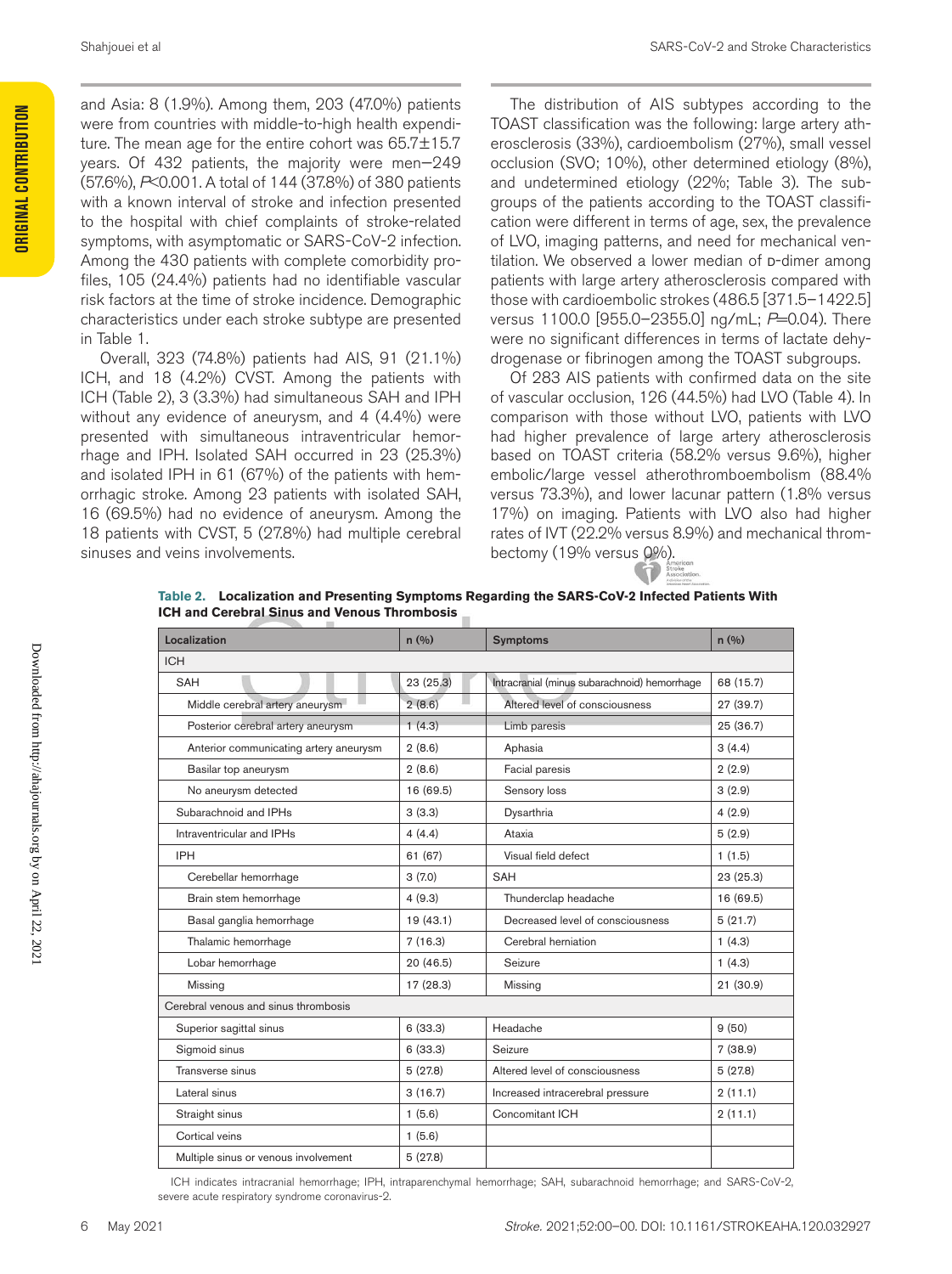and Asia: 8 (1.9%). Among them, 203 (47.0%) patients were from countries with middle-to-high health expenditure. The mean age for the entire cohort was 65.7±15.7 years. Of 432 patients, the majority were men—249 (57.6%), $P$<0.001. A total of 144 (37.8%) of 380 patients with a known interval of stroke and infection presented to the hospital with chief complaints of stroke-related symptoms, with asymptomatic or SARS-CoV-2 infection. Among the 430 patients with complete comorbidity profiles, 105 (24.4%) patients had no identifiable vascular risk factors at the time of stroke incidence. Demographic characteristics under each stroke subtype are presented in Table 1.

Overall, 323 (74.8%) patients had AIS, 91 (21.1%) ICH, and 18 (4.2%) CVST. Among the patients with ICH (Table 2), 3 (3.3%) had simultaneous SAH and IPH without any evidence of aneurysm, and 4 (4.4%) were presented with simultaneous intraventricular hemorrhage and IPH. Isolated SAH occurred in 23 (25.3%) and isolated IPH in 61 (67%) of the patients with hemorrhagic stroke. Among 23 patients with isolated SAH, 16 (69.5%) had no evidence of aneurysm. Among the 18 patients with CVST, 5 (27.8%) had multiple cerebral sinuses and veins involvements.

The distribution of AIS subtypes according to the TOAST classification was the following: large artery atherosclerosis (33%), cardioembolism (27%), small vessel occlusion (SVO; 10%), other determined etiology (8%), and undetermined etiology (22%; Table 3). The subgroups of the patients according to the TOAST classification were different in terms of age, sex, the prevalence of LVO, imaging patterns, and need for mechanical ventilation. We observed a lower median of D-dimer among patients with large artery atherosclerosis compared with those with cardioembolic strokes (486.5 [371.5–1422.5] versus 1100.0 [955.0–2355.0] ng/mL; $P$=0.04). There were no significant differences in terms of lactate dehydrogenase or fibrinogen among the TOAST subgroups.

Of 283 AIS patients with confirmed data on the site of vascular occlusion, 126 (44.5%) had LVO (Table 4). In comparison with those without LVO, patients with LVO had higher prevalence of large artery atherosclerosis based on TOAST criteria (58.2% versus 9.6%), higher embolic/large vessel atherothromboembolism (88.4% versus 73.3%), and lower lacunar pattern (1.8% versus 17%) on imaging. Patients with LVO also had higher rates of IVT (22.2% versus 8.9%) and mechanical thrombectomy (19% versus 0%).

**Table 2. Localization and Presenting Symptoms Regarding the SARS-CoV-2 Infected Patients With ICH and Cerebral Sinus and Venous Thrombosis**

| Localization | n (%) | Symptoms | n (%) |
|---|---|---|---|
| ICH | | | |
| SAH | 23 (25.3) | Intracranial (minus subarachnoid) hemorrhage | 68 (15.7) |
| Middle cerebral artery aneurysm | 2 (8.6) | Altered level of consciousness | 27 (39.7) |
| Posterior cerebral artery aneurysm | 1 (4.3) | Limb paresis | 25 (36.7) |
| Anterior communicating artery aneurysm | 2 (8.6) | Aphasia | 3 (4.4) |
| Basilar top aneurysm | 2 (8.6) | Facial paresis | 2 (2.9) |
| No aneurysm detected | 16 (69.5) | Sensory loss | 3 (2.9) |
| Subarachnoid and IPHs | 3 (3.3) | Dysarthria | 4 (2.9) |
| Intraventricular and IPHs | 4 (4.4) | Ataxia | 5 (2.9) |
| IPH | 61 (67) | Visual field defect | 1 (1.5) |
| Cerebellar hemorrhage | 3 (7.0) | SAH | 23 (25.3) |
| Brain stem hemorrhage | 4 (9.3) | Thunderclap headache | 16 (69.5) |
| Basal ganglia hemorrhage | 19 (43.1) | Decreased level of consciousness | 5 (21.7) |
| Thalamic hemorrhage | 7 (16.3) | Cerebral herniation | 1 (4.3) |
| Lobar hemorrhage | 20 (46.5) | Seizure | 1 (4.3) |
| Missing | 17 (28.3) | Missing | 21 (30.9) |
| Cerebral venous and sinus thrombosis | | | |
| Superior sagittal sinus | 6 (33.3) | Headache | 9 (50) |
| Sigmoid sinus | 6 (33.3) | Seizure | 7 (38.9) |
| Transverse sinus | 5 (27.8) | Altered level of consciousness | 5 (27.8) |
| Lateral sinus | 3 (16.7) | Increased intracerebral pressure | 2 (11.1) |
| Straight sinus | 1 (5.6) | Concomitant ICH | 2 (11.1) |
| Cortical veins | 1 (5.6) | | |
| Multiple sinus or venous involvement | 5 (27.8) | | |

ICH indicates intracranial hemorrhage; IPH, intraparenchymal hemorrhage; SAH, subarachnoid hemorrhage; and SARS-CoV-2, severe acute respiratory syndrome coronavirus-2.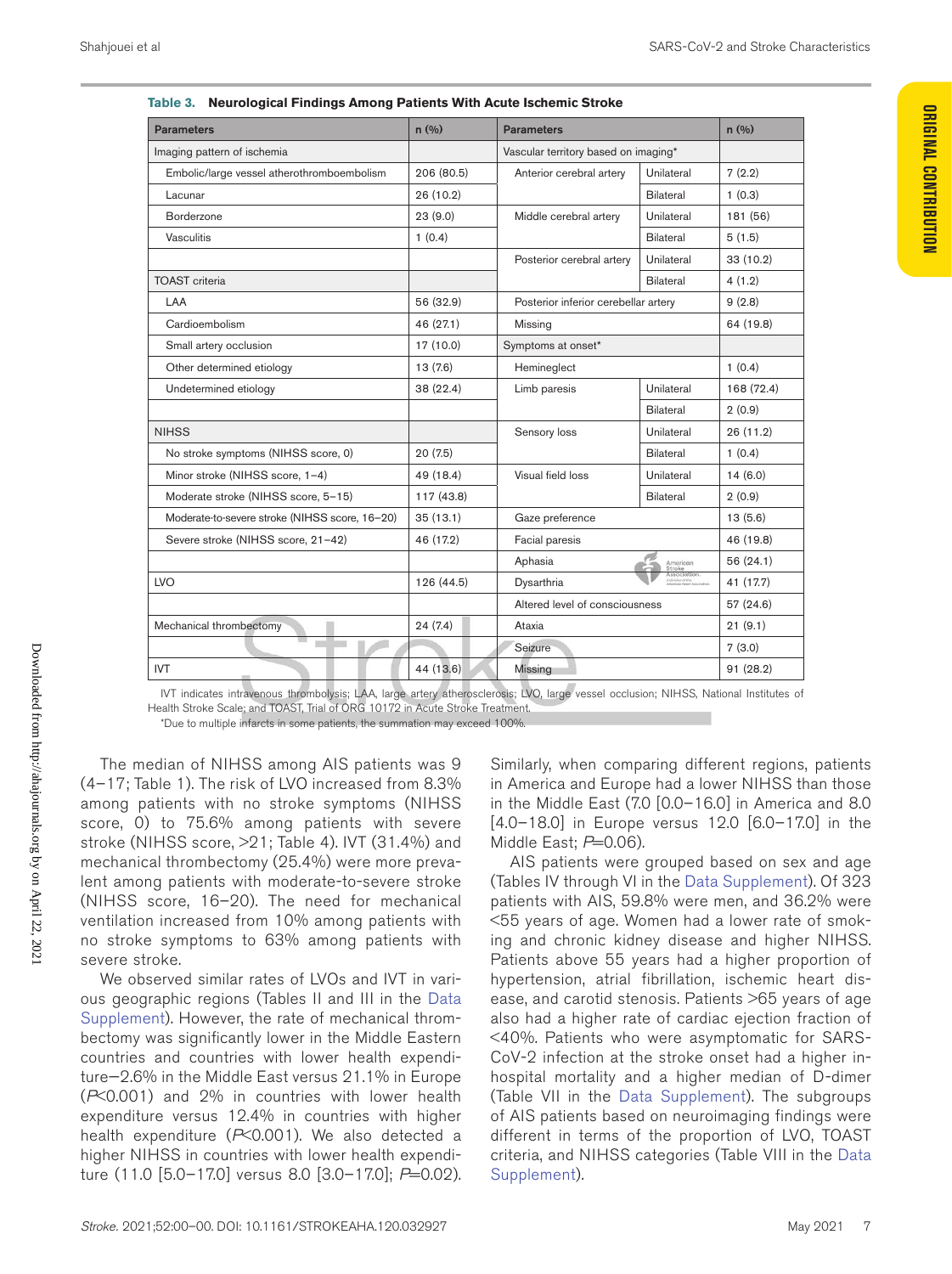**Table 3. Neurological Findings Among Patients With Acute Ischemic Stroke**

| Parameters | n (%) | Parameters | | n (%) |
|---|---|---|---|---|
| Imaging pattern of ischemia | | Vascular territory based on imaging* | | |
| Embolic/large vessel atherothromboembolism | 206 (80.5) | Anterior cerebral artery | Unilateral | 7 (2.2) |
| Lacunar | 26 (10.2) | | Bilateral | 1 (0.3) |
| Borderzone | 23 (9.0) | Middle cerebral artery | Unilateral | 181 (56) |
| Vasculitis | 1 (0.4) | | Bilateral | 5 (1.5) |
| | | Posterior cerebral artery | Unilateral | 33 (10.2) |
| TOAST criteria | | | Bilateral | 4 (1.2) |
| LAA | 56 (32.9) | Posterior inferior cerebellar artery | | 9 (2.8) |
| Cardioembolism | 46 (27.1) | Missing | | 64 (19.8) |
| Small artery occlusion | 17 (10.0) | Symptoms at onset* | | |
| Other determined etiology | 13 (7.6) | Hemineglect | | 1 (0.4) |
| Undetermined etiology | 38 (22.4) | Limb paresis | Unilateral | 168 (72.4) |
| | | | Bilateral | 2 (0.9) |
| NIHSS | | Sensory loss | Unilateral | 26 (11.2) |
| No stroke symptoms (NIHSS score, 0) | 20 (7.5) | | Bilateral | 1 (0.4) |
| Minor stroke (NIHSS score, 1–4) | 49 (18.4) | Visual field loss | Unilateral | 14 (6.0) |
| Moderate stroke (NIHSS score, 5–15) | 117 (43.8) | | Bilateral | 2 (0.9) |
| Moderate-to-severe stroke (NIHSS score, 16–20) | 35 (13.1) | Gaze preference | | 13 (5.6) |
| Severe stroke (NIHSS score, 21–42) | 46 (17.2) | Facial paresis | | 46 (19.8) |
| | | Aphasia | | 56 (24.1) |
| LVO | 126 (44.5) | Dysarthria | | 41 (17.7) |
| | | Altered level of consciousness | | 57 (24.6) |
| Mechanical thrombectomy | 24 (7.4) | Ataxia | | 21 (9.1) |
| | | Seizure | | 7 (3.0) |
| IVT | 44 (13.6) | Missing | | 91 (28.2) |

IVT indicates intravenous thrombolysis; LAA, large artery atherosclerosis; LVO, large vessel occlusion; NIHSS, National Institutes of Health Stroke Scale; and TOAST, Trial of ORG 10172 in Acute Stroke Treatment.

*Due to multiple infarcts in some patients, the summation may exceed 100%.

The median of NIHSS among AIS patients was 9 (4–17; Table 1). The risk of LVO increased from 8.3% among patients with no stroke symptoms (NIHSS score, 0) to 75.6% among patients with severe stroke (NIHSS score, >21; Table 4). IVT (31.4%) and mechanical thrombectomy (25.4%) were more prevalent among patients with moderate-to-severe stroke (NIHSS score, 16–20). The need for mechanical ventilation increased from 10% among patients with no stroke symptoms to 63% among patients with severe stroke.

We observed similar rates of LVOs and IVT in various geographic regions (Tables II and III in the Data Supplement). However, the rate of mechanical thrombectomy was significantly lower in the Middle Eastern countries and countries with lower health expenditure—2.6% in the Middle East versus 21.1% in Europe ($P<0.001$) and 2% in countries with lower health expenditure versus 12.4% in countries with higher health expenditure ($P<0.001$). We also detected a higher NIHSS in countries with lower health expenditure (11.0 [5.0–17.0] versus 8.0 [3.0–17.0]; $P=0.02$). Similarly, when comparing different regions, patients in America and Europe had a lower NIHSS than those in the Middle East (7.0 [0.0–16.0] in America and 8.0 [4.0–18.0] in Europe versus 12.0 [6.0–17.0] in the Middle East; $P=0.06$).

AIS patients were grouped based on sex and age (Tables IV through VI in the Data Supplement). Of 323 patients with AIS, 59.8% were men, and 36.2% were <55 years of age. Women had a lower rate of smoking and chronic kidney disease and higher NIHSS. Patients above 55 years had a higher proportion of hypertension, atrial fibrillation, ischemic heart disease, and carotid stenosis. Patients >65 years of age also had a higher rate of cardiac ejection fraction of <40%. Patients who were asymptomatic for SARS-CoV-2 infection at the stroke onset had a higher in-hospital mortality and a higher median of D-dimer (Table VII in the Data Supplement). The subgroups of AIS patients based on neuroimaging findings were different in terms of the proportion of LVO, TOAST criteria, and NIHSS categories (Table VIII in the Data Supplement).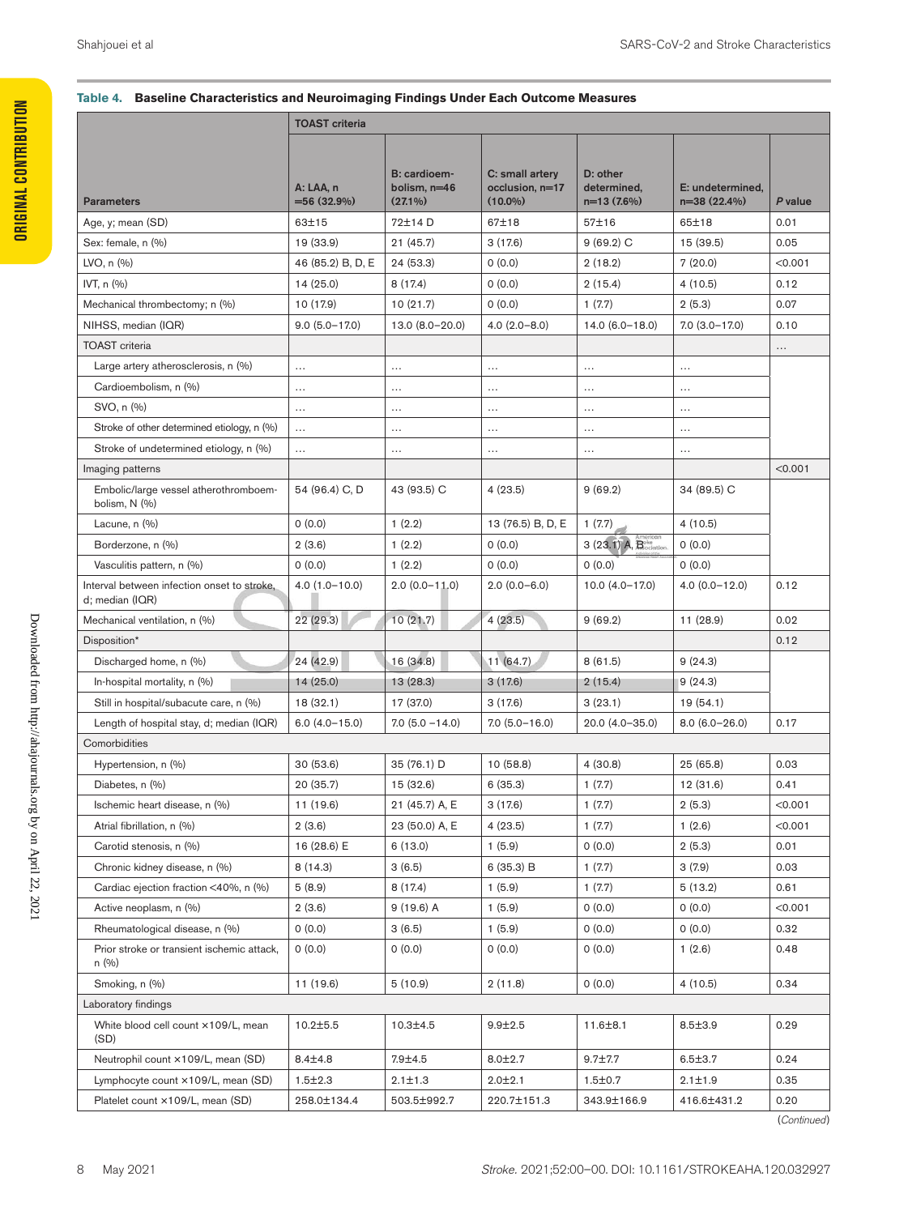**Table 4. Baseline Characteristics and Neuroimaging Findings Under Each Outcome Measures**

| Parameters | TOAST criteria | | | | | |
|---|---|---|---|---|---|---|
| | A: LAA, n =56 (32.9%) | B: cardioembolism, n=46 (27.1%) | C: small artery occlusion, n=17 (10.0%) | D: other determined, n=13 (7.6%) | E: undetermined, n=38 (22.4%) | *P* value |
| Age, y; mean (SD) | 63±15 | 72±14 D | 67±18 | 57±16 | 65±18 | 0.01 |
| Sex: female, n (%) | 19 (33.9) | 21 (45.7) | 3 (17.6) | 9 (69.2) C | 15 (39.5) | 0.05 |
| LVO, n (%) | 46 (85.2) B, D, E | 24 (53.3) | 0 (0.0) | 2 (18.2) | 7 (20.0) | <0.001 |
| IVT, n (%) | 14 (25.0) | 8 (17.4) | 0 (0.0) | 2 (15.4) | 4 (10.5) | 0.12 |
| Mechanical thrombectomy; n (%) | 10 (17.9) | 10 (21.7) | 0 (0.0) | 1 (7.7) | 2 (5.3) | 0.07 |
| NIHSS, median (IQR) | 9.0 (5.0–17.0) | 13.0 (8.0–20.0) | 4.0 (2.0–8.0) | 14.0 (6.0–18.0) | 7.0 (3.0–17.0) | 0.10 |
| TOAST criteria | | | | | | … |
| Large artery atherosclerosis, n (%) | … | … | … | … | … | |
| Cardioembolism, n (%) | … | … | … | … | … | |
| SVO, n (%) | … | … | … | … | … | |
| Stroke of other determined etiology, n (%) | … | … | … | … | … | |
| Stroke of undetermined etiology, n (%) | … | … | … | … | … | |
| Imaging patterns | | | | | | <0.001 |
| Embolic/large vessel atherothromboembolism, N (%) | 54 (96.4) C, D | 43 (93.5) C | 4 (23.5) | 9 (69.2) | 34 (89.5) C | |
| Lacune, n (%) | 0 (0.0) | 1 (2.2) | 13 (76.5) B, D, E | 1 (7.7) | 4 (10.5) | |
| Borderzone, n (%) | 2 (3.6) | 1 (2.2) | 0 (0.0) | 3 (23.1) A, B | 0 (0.0) | |
| Vasculitis pattern, n (%) | 0 (0.0) | 1 (2.2) | 0 (0.0) | 0 (0.0) | 0 (0.0) | |
| Interval between infection onset to stroke, d; median (IQR) | 4.0 (1.0–10.0) | 2.0 (0.0–11.0) | 2.0 (0.0–6.0) | 10.0 (4.0–17.0) | 4.0 (0.0–12.0) | 0.12 |
| Mechanical ventilation, n (%) | 22 (29.3) | 10 (21.7) | 4 (23.5) | 9 (69.2) | 11 (28.9) | 0.02 |
| Disposition* | | | | | | 0.12 |
| Discharged home, n (%) | 24 (42.9) | 16 (34.8) | 11 (64.7) | 8 (61.5) | 9 (24.3) | |
| In-hospital mortality, n (%) | 14 (25.0) | 13 (28.3) | 3 (17.6) | 2 (15.4) | 9 (24.3) | |
| Still in hospital/subacute care, n (%) | 18 (32.1) | 17 (37.0) | 3 (17.6) | 3 (23.1) | 19 (54.1) | |
| Length of hospital stay, d; median (IQR) | 6.0 (4.0–15.0) | 7.0 (5.0 –14.0) | 7.0 (5.0–16.0) | 20.0 (4.0–35.0) | 8.0 (6.0–26.0) | 0.17 |
| Comorbidities | | | | | | |
| Hypertension, n (%) | 30 (53.6) | 35 (76.1) D | 10 (58.8) | 4 (30.8) | 25 (65.8) | 0.03 |
| Diabetes, n (%) | 20 (35.7) | 15 (32.6) | 6 (35.3) | 1 (7.7) | 12 (31.6) | 0.41 |
| Ischemic heart disease, n (%) | 11 (19.6) | 21 (45.7) A, E | 3 (17.6) | 1 (7.7) | 2 (5.3) | <0.001 |
| Atrial fibrillation, n (%) | 2 (3.6) | 23 (50.0) A, E | 4 (23.5) | 1 (7.7) | 1 (2.6) | <0.001 |
| Carotid stenosis, n (%) | 16 (28.6) E | 6 (13.0) | 1 (5.9) | 0 (0.0) | 2 (5.3) | 0.01 |
| Chronic kidney disease, n (%) | 8 (14.3) | 3 (6.5) | 6 (35.3) B | 1 (7.7) | 3 (7.9) | 0.03 |
| Cardiac ejection fraction <40%, n (%) | 5 (8.9) | 8 (17.4) | 1 (5.9) | 1 (7.7) | 5 (13.2) | 0.61 |
| Active neoplasm, n (%) | 2 (3.6) | 9 (19.6) A | 1 (5.9) | 0 (0.0) | 0 (0.0) | <0.001 |
| Rheumatological disease, n (%) | 0 (0.0) | 3 (6.5) | 1 (5.9) | 0 (0.0) | 0 (0.0) | 0.32 |
| Prior stroke or transient ischemic attack, n (%) | 0 (0.0) | 0 (0.0) | 0 (0.0) | 0 (0.0) | 1 (2.6) | 0.48 |
| Smoking, n (%) | 11 (19.6) | 5 (10.9) | 2 (11.8) | 0 (0.0) | 4 (10.5) | 0.34 |
| Laboratory findings | | | | | | |
| White blood cell count ×109/L, mean (SD) | 10.2±5.5 | 10.3±4.5 | 9.9±2.5 | 11.6±8.1 | 8.5±3.9 | 0.29 |
| Neutrophil count ×109/L, mean (SD) | 8.4±4.8 | 7.9±4.5 | 8.0±2.7 | 9.7±7.7 | 6.5±3.7 | 0.24 |
| Lymphocyte count ×109/L, mean (SD) | 1.5±2.3 | 2.1±1.3 | 2.0±2.1 | 1.5±0.7 | 2.1±1.9 | 0.35 |
| Platelet count ×109/L, mean (SD) | 258.0±134.4 | 503.5±992.7 | 220.7±151.3 | 343.9±166.9 | 416.6±431.2 | 0.20 |

(*Continued*)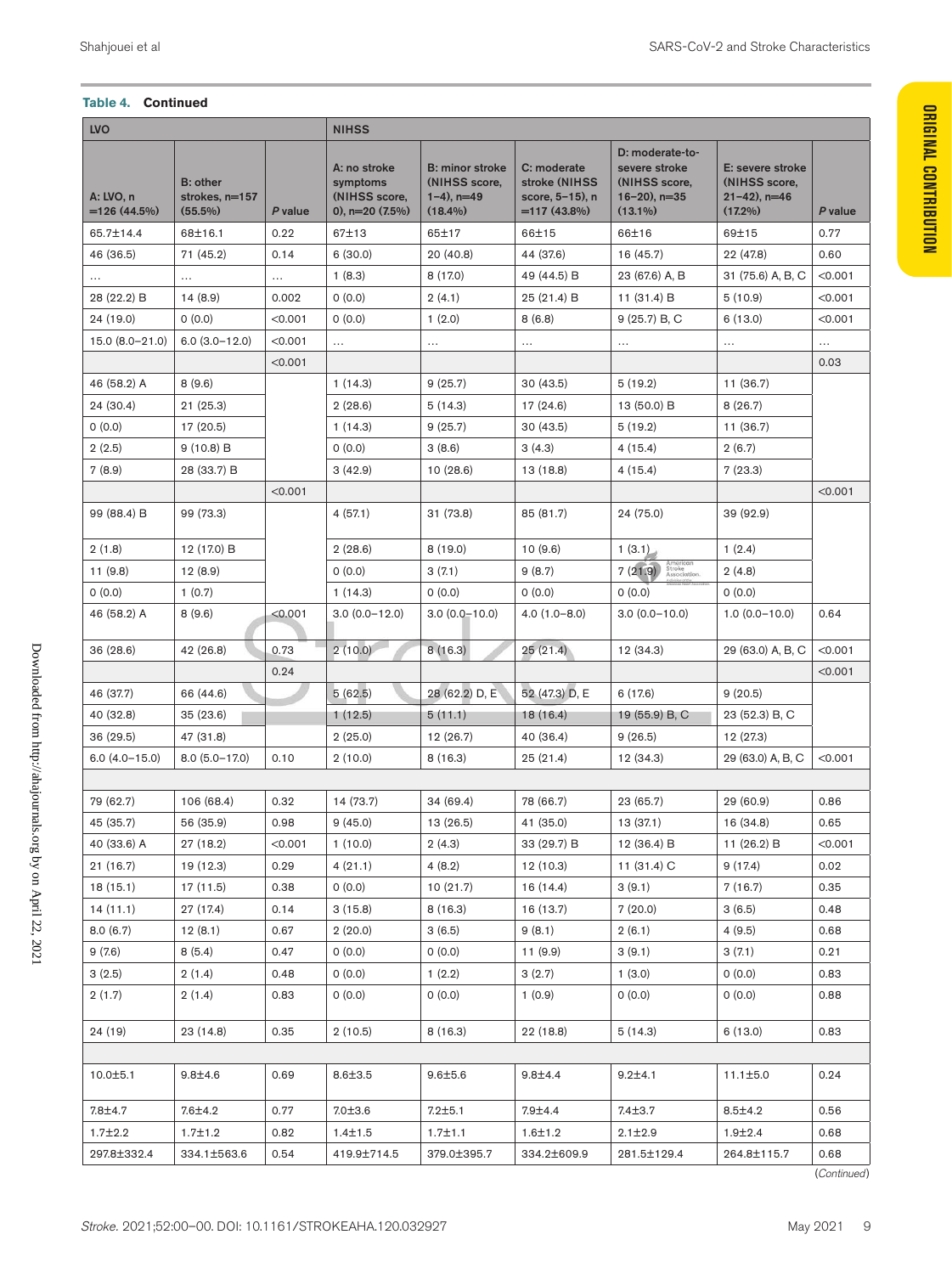**Table 4. Continued**

| LVO | | | NIHSS | | | | | |
|---|---|---|---|---|---|---|---|---|
| A: LVO, n =126 (44.5%) | B: other strokes, n=157 (55.5%) | *P* value | A: no stroke symptoms (NIHSS score, 0), n=20 (7.5%) | B: minor stroke (NIHSS score, 1–4), n=49 (18.4%) | C: moderate stroke (NIHSS score, 5–15), n =117 (43.8%) | D: moderate-to-severe stroke (NIHSS score, 16–20), n=35 (13.1%) | E: severe stroke (NIHSS score, 21–42), n=46 (17.2%) | *P* value |
| 65.7±14.4 | 68±16.1 | 0.22 | 67±13 | 65±17 | 66±15 | 66±16 | 69±15 | 0.77 |
| 46 (36.5) | 71 (45.2) | 0.14 | 6 (30.0) | 20 (40.8) | 44 (37.6) | 16 (45.7) | 22 (47.8) | 0.60 |
| … | … | … | 1 (8.3) | 8 (17.0) | 49 (44.5) B | 23 (67.6) A, B | 31 (75.6) A, B, C | <0.001 |
| 28 (22.2) B | 14 (8.9) | 0.002 | 0 (0.0) | 2 (4.1) | 25 (21.4) B | 11 (31.4) B | 5 (10.9) | <0.001 |
| 24 (19.0) | 0 (0.0) | <0.001 | 0 (0.0) | 1 (2.0) | 8 (6.8) | 9 (25.7) B, C | 6 (13.0) | <0.001 |
| 15.0 (8.0–21.0) | 6.0 (3.0–12.0) | <0.001 | … | … | … | … | … | … |
| | | <0.001 | | | | | | 0.03 |
| 46 (58.2) A | 8 (9.6) | | 1 (14.3) | 9 (25.7) | 30 (43.5) | 5 (19.2) | 11 (36.7) | |
| 24 (30.4) | 21 (25.3) | | 2 (28.6) | 5 (14.3) | 17 (24.6) | 13 (50.0) B | 8 (26.7) | |
| 0 (0.0) | 17 (20.5) | | 1 (14.3) | 9 (25.7) | 30 (43.5) | 5 (19.2) | 11 (36.7) | |
| 2 (2.5) | 9 (10.8) B | | 0 (0.0) | 3 (8.6) | 3 (4.3) | 4 (15.4) | 2 (6.7) | |
| 7 (8.9) | 28 (33.7) B | | 3 (42.9) | 10 (28.6) | 13 (18.8) | 4 (15.4) | 7 (23.3) | |
| | | <0.001 | | | | | | <0.001 |
| 99 (88.4) B | 99 (73.3) | | 4 (57.1) | 31 (73.8) | 85 (81.7) | 24 (75.0) | 39 (92.9) | |
| 2 (1.8) | 12 (17.0) B | | 2 (28.6) | 8 (19.0) | 10 (9.6) | 1 (3.1) | 1 (2.4) | |
| 11 (9.8) | 12 (8.9) | | 0 (0.0) | 3 (7.1) | 9 (8.7) | 7 (21.9) | 2 (4.8) | |
| 0 (0.0) | 1 (0.7) | | 1 (14.3) | 0 (0.0) | 0 (0.0) | 0 (0.0) | 0 (0.0) | |
| 46 (58.2) A | 8 (9.6) | <0.001 | 3.0 (0.0–12.0) | 3.0 (0.0–10.0) | 4.0 (1.0–8.0) | 3.0 (0.0–10.0) | 1.0 (0.0–10.0) | 0.64 |
| 36 (28.6) | 42 (26.8) | 0.73 | 2 (10.0) | 8 (16.3) | 25 (21.4) | 12 (34.3) | 29 (63.0) A, B, C | <0.001 |
| | | 0.24 | | | | | | <0.001 |
| 46 (37.7) | 66 (44.6) | | 5 (62.5) | 28 (62.2) D, E | 52 (47.3) D, E | 6 (17.6) | 9 (20.5) | |
| 40 (32.8) | 35 (23.6) | | 1 (12.5) | 5 (11.1) | 18 (16.4) | 19 (55.9) B, C | 23 (52.3) B, C | |
| 36 (29.5) | 47 (31.8) | | 2 (25.0) | 12 (26.7) | 40 (36.4) | 9 (26.5) | 12 (27.3) | |
| 6.0 (4.0–15.0) | 8.0 (5.0–17.0) | 0.10 | 2 (10.0) | 8 (16.3) | 25 (21.4) | 12 (34.3) | 29 (63.0) A, B, C | <0.001 |
| | | | | | | | | |
| 79 (62.7) | 106 (68.4) | 0.32 | 14 (73.7) | 34 (69.4) | 78 (66.7) | 23 (65.7) | 29 (60.9) | 0.86 |
| 45 (35.7) | 56 (35.9) | 0.98 | 9 (45.0) | 13 (26.5) | 41 (35.0) | 13 (37.1) | 16 (34.8) | 0.65 |
| 40 (33.6) A | 27 (18.2) | <0.001 | 1 (10.0) | 2 (4.3) | 33 (29.7) B | 12 (36.4) B | 11 (26.2) B | <0.001 |
| 21 (16.7) | 19 (12.3) | 0.29 | 4 (21.1) | 4 (8.2) | 12 (10.3) | 11 (31.4) C | 9 (17.4) | 0.02 |
| 18 (15.1) | 17 (11.5) | 0.38 | 0 (0.0) | 10 (21.7) | 16 (14.4) | 3 (9.1) | 7 (16.7) | 0.35 |
| 14 (11.1) | 27 (17.4) | 0.14 | 3 (15.8) | 8 (16.3) | 16 (13.7) | 7 (20.0) | 3 (6.5) | 0.48 |
| 8.0 (6.7) | 12 (8.1) | 0.67 | 2 (20.0) | 3 (6.5) | 9 (8.1) | 2 (6.1) | 4 (9.5) | 0.68 |
| 9 (7.6) | 8 (5.4) | 0.47 | 0 (0.0) | 0 (0.0) | 11 (9.9) | 3 (9.1) | 3 (7.1) | 0.21 |
| 3 (2.5) | 2 (1.4) | 0.48 | 0 (0.0) | 1 (2.2) | 3 (2.7) | 1 (3.0) | 0 (0.0) | 0.83 |
| 2 (1.7) | 2 (1.4) | 0.83 | 0 (0.0) | 0 (0.0) | 1 (0.9) | 0 (0.0) | 0 (0.0) | 0.88 |
| 24 (19) | 23 (14.8) | 0.35 | 2 (10.5) | 8 (16.3) | 22 (18.8) | 5 (14.3) | 6 (13.0) | 0.83 |
| | | | | | | | | |
| 10.0±5.1 | 9.8±4.6 | 0.69 | 8.6±3.5 | 9.6±5.6 | 9.8±4.4 | 9.2±4.1 | 11.1±5.0 | 0.24 |
| 7.8±4.7 | 7.6±4.2 | 0.77 | 7.0±3.6 | 7.2±5.1 | 7.9±4.4 | 7.4±3.7 | 8.5±4.2 | 0.56 |
| 1.7±2.2 | 1.7±1.2 | 0.82 | 1.4±1.5 | 1.7±1.1 | 1.6±1.2 | 2.1±2.9 | 1.9±2.4 | 0.68 |
| 297.8±332.4 | 334.1±563.6 | 0.54 | 419.9±714.5 | 379.0±395.7 | 334.2±609.9 | 281.5±129.4 | 264.8±115.7 | 0.68 |

(*Continued*)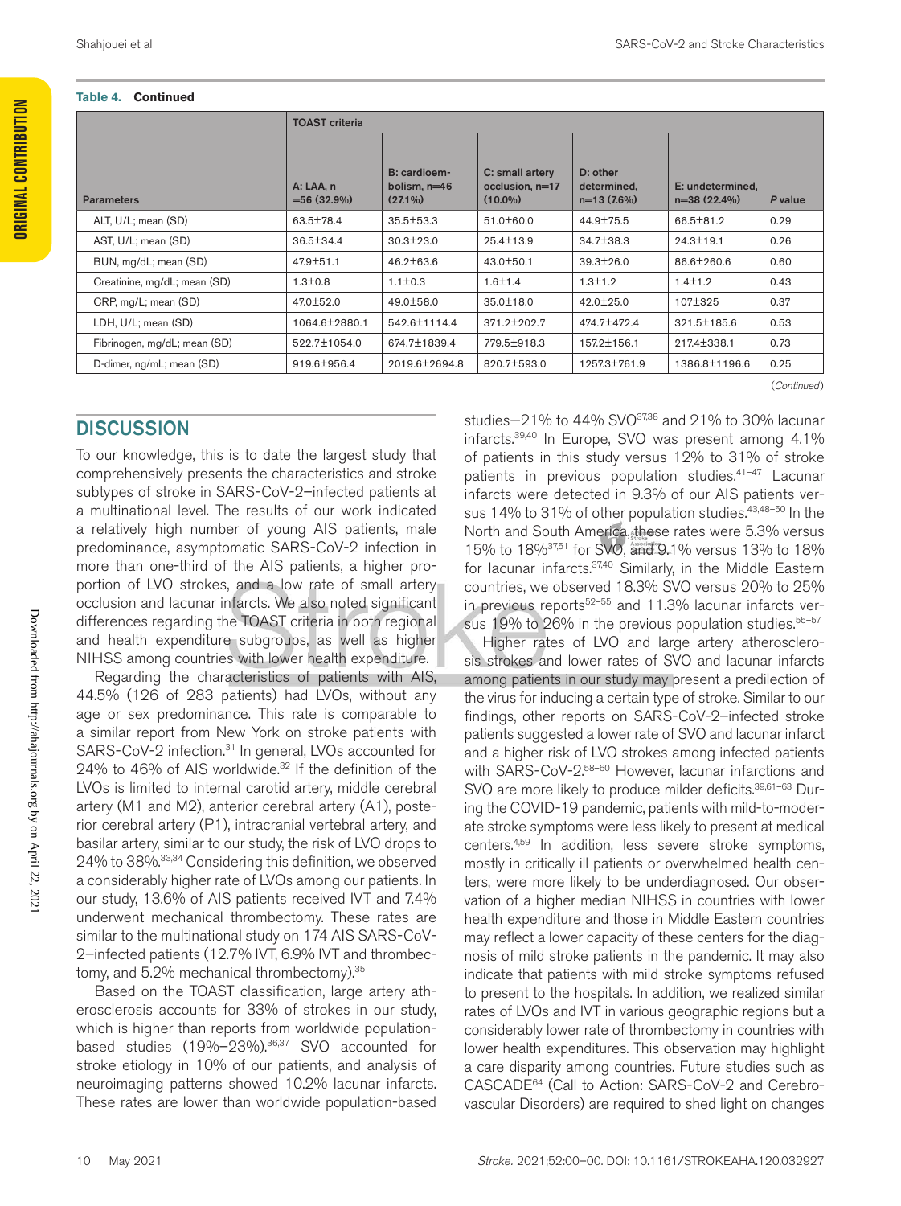**Table 4. Continued**

| Parameters | TOAST criteria | | | | | |
|---|---|---|---|---|---|---|
| | A: LAA, n =56 (32.9%) | B: cardioembolism, n=46 (27.1%) | C: small artery occlusion, n=17 (10.0%) | D: other determined, n=13 (7.6%) | E: undetermined, n=38 (22.4%) | *P* value |
| ALT, U/L; mean (SD) | 63.5±78.4 | 35.5±53.3 | 51.0±60.0 | 44.9±75.5 | 66.5±81.2 | 0.29 |
| AST, U/L; mean (SD) | 36.5±34.4 | 30.3±23.0 | 25.4±13.9 | 34.7±38.3 | 24.3±19.1 | 0.26 |
| BUN, mg/dL; mean (SD) | 47.9±51.1 | 46.2±63.6 | 43.0±50.1 | 39.3±26.0 | 86.6±260.6 | 0.60 |
| Creatinine, mg/dL; mean (SD) | 1.3±0.8 | 1.1±0.3 | 1.6±1.4 | 1.3±1.2 | 1.4±1.2 | 0.43 |
| CRP, mg/L; mean (SD) | 47.0±52.0 | 49.0±58.0 | 35.0±18.0 | 42.0±25.0 | 107±325 | 0.37 |
| LDH, U/L; mean (SD) | 1064.6±2880.1 | 542.6±1114.4 | 371.2±202.7 | 474.7±472.4 | 321.5±185.6 | 0.53 |
| Fibrinogen, mg/dL; mean (SD) | 522.7±1054.0 | 674.7±1839.4 | 779.5±918.3 | 157.2±156.1 | 217.4±338.1 | 0.73 |
| D-dimer, ng/mL; mean (SD) | 919.6±956.4 | 2019.6±2694.8 | 820.7±593.0 | 1257.3±761.9 | 1386.8±1196.6 | 0.25 |

(*Continued*)

## DISCUSSION

To our knowledge, this is to date the largest study that comprehensively presents the characteristics and stroke subtypes of stroke in SARS-CoV-2–infected patients at a multinational level. The results of our work indicated a relatively high number of young AIS patients, male predominance, asymptomatic SARS-CoV-2 infection in more than one-third of the AIS patients, a higher proportion of LVO strokes, and a low rate of small artery occlusion and lacunar infarcts. We also noted significant differences regarding the TOAST criteria in both regional and health expenditure subgroups, as well as higher NIHSS among countries with lower health expenditure.

Regarding the characteristics of patients with AIS, 44.5% (126 of 283 patients) had LVOs, without any age or sex predominance. This rate is comparable to a similar report from New York on stroke patients with SARS-CoV-2 infection.[31] In general, LVOs accounted for 24% to 46% of AIS worldwide.[32] If the definition of the LVOs is limited to internal carotid artery, middle cerebral artery (M1 and M2), anterior cerebral artery (A1), posterior cerebral artery (P1), intracranial vertebral artery, and basilar artery, similar to our study, the risk of LVO drops to 24% to 38%.[33,34] Considering this definition, we observed a considerably higher rate of LVOs among our patients. In our study, 13.6% of AIS patients received IVT and 7.4% underwent mechanical thrombectomy. These rates are similar to the multinational study on 174 AIS SARS-CoV-2–infected patients (12.7% IVT, 6.9% IVT and thrombectomy, and 5.2% mechanical thrombectomy).[35]

Based on the TOAST classification, large artery atherosclerosis accounts for 33% of strokes in our study, which is higher than reports from worldwide population-based studies (19%–23%).[36,37] SVO accounted for stroke etiology in 10% of our patients, and analysis of neuroimaging patterns showed 10.2% lacunar infarcts. These rates are lower than worldwide population-based studies—21% to 44% SVO[37,38] and 21% to 30% lacunar infarcts.[39,40] In Europe, SVO was present among 4.1% of patients in this study versus 12% to 31% of stroke patients in previous population studies.[41–47] Lacunar infarcts were detected in 9.3% of our AIS patients versus 14% to 31% of other population studies.[43,48–50] In the North and South America, these rates were 5.3% versus 15% to 18%[37,51] for SVO, and 9.1% versus 13% to 18% for lacunar infarcts.[37,40] Similarly, in the Middle Eastern countries, we observed 18.3% SVO versus 20% to 25% in previous reports[52–55] and 11.3% lacunar infarcts versus 19% to 26% in the previous population studies.[55–57]

Higher rates of LVO and large artery atherosclerosis strokes and lower rates of SVO and lacunar infarcts among patients in our study may present a predilection of the virus for inducing a certain type of stroke. Similar to our findings, other reports on SARS-CoV-2–infected stroke patients suggested a lower rate of SVO and lacunar infarct and a higher risk of LVO strokes among infected patients with SARS-CoV-2.[58–60] However, lacunar infarctions and SVO are more likely to produce milder deficits.[39,61–63] During the COVID-19 pandemic, patients with mild-to-moderate stroke symptoms were less likely to present at medical centers.[4,59] In addition, less severe stroke symptoms, mostly in critically ill patients or overwhelmed health centers, were more likely to be underdiagnosed. Our observation of a higher median NIHSS in countries with lower health expenditure and those in Middle Eastern countries may reflect a lower capacity of these centers for the diagnosis of mild stroke patients in the pandemic. It may also indicate that patients with mild stroke symptoms refused to present to the hospitals. In addition, we realized similar rates of LVOs and IVT in various geographic regions but a considerably lower rate of thrombectomy in countries with lower health expenditures. This observation may highlight a care disparity among countries. Future studies such as CASCADE[64] (Call to Action: SARS-CoV-2 and Cerebrovascular Disorders) are required to shed light on changes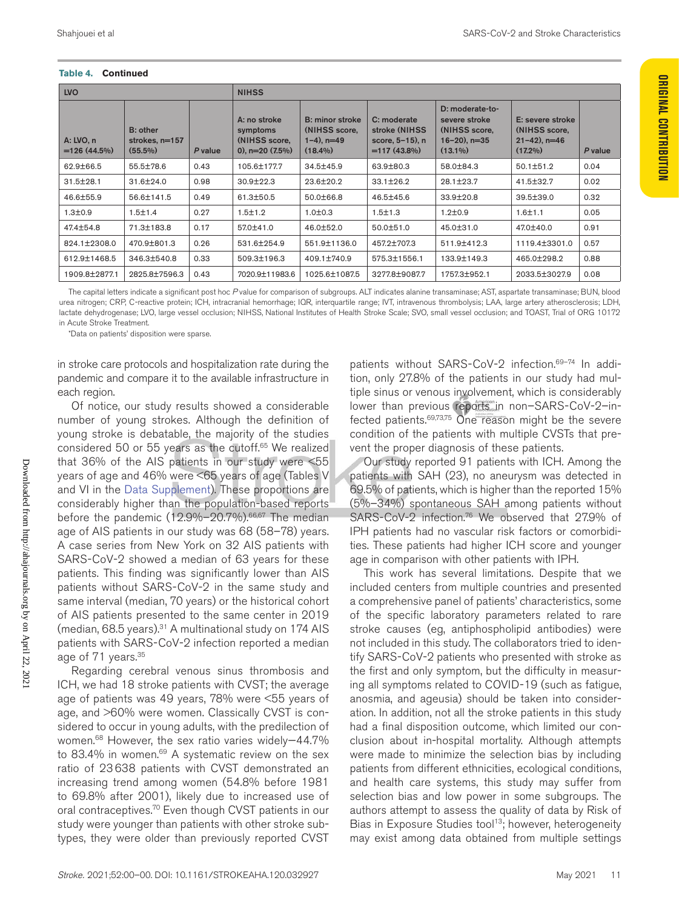**Table 4. Continued**

| LVO | | | NIHSS | | | | | |
|---|---|---|---|---|---|---|---|---|
| A: LVO, n =126 (44.5%) | B: other strokes, n=157 (55.5%) | P value | A: no stroke symptoms (NIHSS score, 0), n=20 (7.5%) | B: minor stroke (NIHSS score, 1–4), n=49 (18.4%) | C: moderate stroke (NIHSS score, 5–15), n =117 (43.8%) | D: moderate-to-severe stroke (NIHSS score, 16–20), n=35 (13.1%) | E: severe stroke (NIHSS score, 21–42), n=46 (17.2%) | P value |
| 62.9±66.5 | 55.5±78.6 | 0.43 | 105.6±177.7 | 34.5±45.9 | 63.9±80.3 | 58.0±84.3 | 50.1±51.2 | 0.04 |
| 31.5±28.1 | 31.6±24.0 | 0.98 | 30.9±22.3 | 23.6±20.2 | 33.1±26.2 | 28.1±23.7 | 41.5±32.7 | 0.02 |
| 46.6±55.9 | 56.6±141.5 | 0.49 | 61.3±50.5 | 50.0±66.8 | 46.5±45.6 | 33.9±20.8 | 39.5±39.0 | 0.32 |
| 1.3±0.9 | 1.5±1.4 | 0.27 | 1.5±1.2 | 1.0±0.3 | 1.5±1.3 | 1.2±0.9 | 1.6±1.1 | 0.05 |
| 47.4±54.8 | 71.3±183.8 | 0.17 | 57.0±41.0 | 46.0±52.0 | 50.0±51.0 | 45.0±31.0 | 47.0±40.0 | 0.91 |
| 824.1±2308.0 | 470.9±801.3 | 0.26 | 531.6±254.9 | 551.9±1136.0 | 457.2±707.3 | 511.9±412.3 | 1119.4±3301.0 | 0.57 |
| 612.9±1468.5 | 346.3±540.8 | 0.33 | 509.3±196.3 | 409.1±740.9 | 575.3±1556.1 | 133.9±149.3 | 465.0±298.2 | 0.88 |
| 1909.8±2877.1 | 2825.8±7596.3 | 0.43 | 7020.9±11983.6 | 1025.6±1087.5 | 3277.8±9087.7 | 1757.3±952.1 | 2033.5±3027.9 | 0.08 |

The capital letters indicate a significant post hoc P value for comparison of subgroups. ALT indicates alanine transaminase; AST, aspartate transaminase; BUN, blood urea nitrogen; CRP, C-reactive protein; ICH, intracranial hemorrhage; IQR, interquartile range; IVT, intravenous thrombolysis; LAA, large artery atherosclerosis; LDH, lactate dehydrogenase; LVO, large vessel occlusion; NIHSS, National Institutes of Health Stroke Scale; SVO, small vessel occlusion; and TOAST, Trial of ORG 10172 in Acute Stroke Treatment.

*Data on patients' disposition were sparse.

in stroke care protocols and hospitalization rate during the pandemic and compare it to the available infrastructure in each region.

Of notice, our study results showed a considerable number of young strokes. Although the definition of young stroke is debatable, the majority of the studies considered 50 or 55 years as the cutoff.[65] We realized that 36% of the AIS patients in our study were <55 years of age and 46% were <65 years of age (Tables V and VI in the Data Supplement). These proportions are considerably higher than the population-based reports before the pandemic (12.9%–20.7%).[66,67] The median age of AIS patients in our study was 68 (58–78) years. A case series from New York on 32 AIS patients with SARS-CoV-2 showed a median of 63 years for these patients. This finding was significantly lower than AIS patients without SARS-CoV-2 in the same study and same interval (median, 70 years) or the historical cohort of AIS patients presented to the same center in 2019 (median, 68.5 years).[31] A multinational study on 174 AIS patients with SARS-CoV-2 infection reported a median age of 71 years.[35]

Regarding cerebral venous sinus thrombosis and ICH, we had 18 stroke patients with CVST; the average age of patients was 49 years, 78% were <55 years of age, and >60% were women. Classically CVST is considered to occur in young adults, with the predilection of women.[68] However, the sex ratio varies widely—44.7% to 83.4% in women.[69] A systematic review on the sex ratio of 23 638 patients with CVST demonstrated an increasing trend among women (54.8% before 1981 to 69.8% after 2001), likely due to increased use of oral contraceptives.[70] Even though CVST patients in our study were younger than patients with other stroke subtypes, they were older than previously reported CVST patients without SARS-CoV-2 infection.[69–74] In addition, only 27.8% of the patients in our study had multiple sinus or venous involvement, which is considerably lower than previous reports in non–SARS-CoV-2–infected patients.[69,73,75] One reason might be the severe condition of the patients with multiple CVSTs that prevent the proper diagnosis of these patients.

Our study reported 91 patients with ICH. Among the patients with SAH (23), no aneurysm was detected in 69.5% of patients, which is higher than the reported 15% (5%–34%) spontaneous SAH among patients without SARS-CoV-2 infection.[76] We observed that 27.9% of IPH patients had no vascular risk factors or comorbidities. These patients had higher ICH score and younger age in comparison with other patients with IPH.

This work has several limitations. Despite that we included centers from multiple countries and presented a comprehensive panel of patients' characteristics, some of the specific laboratory parameters related to rare stroke causes (eg, antiphospholipid antibodies) were not included in this study. The collaborators tried to identify SARS-CoV-2 patients who presented with stroke as the first and only symptom, but the difficulty in measuring all symptoms related to COVID-19 (such as fatigue, anosmia, and ageusia) should be taken into consideration. In addition, not all the stroke patients in this study had a final disposition outcome, which limited our conclusion about in-hospital mortality. Although attempts were made to minimize the selection bias by including patients from different ethnicities, ecological conditions, and health care systems, this study may suffer from selection bias and low power in some subgroups. The authors attempt to assess the quality of data by Risk of Bias in Exposure Studies tool[13]; however, heterogeneity may exist among data obtained from multiple settings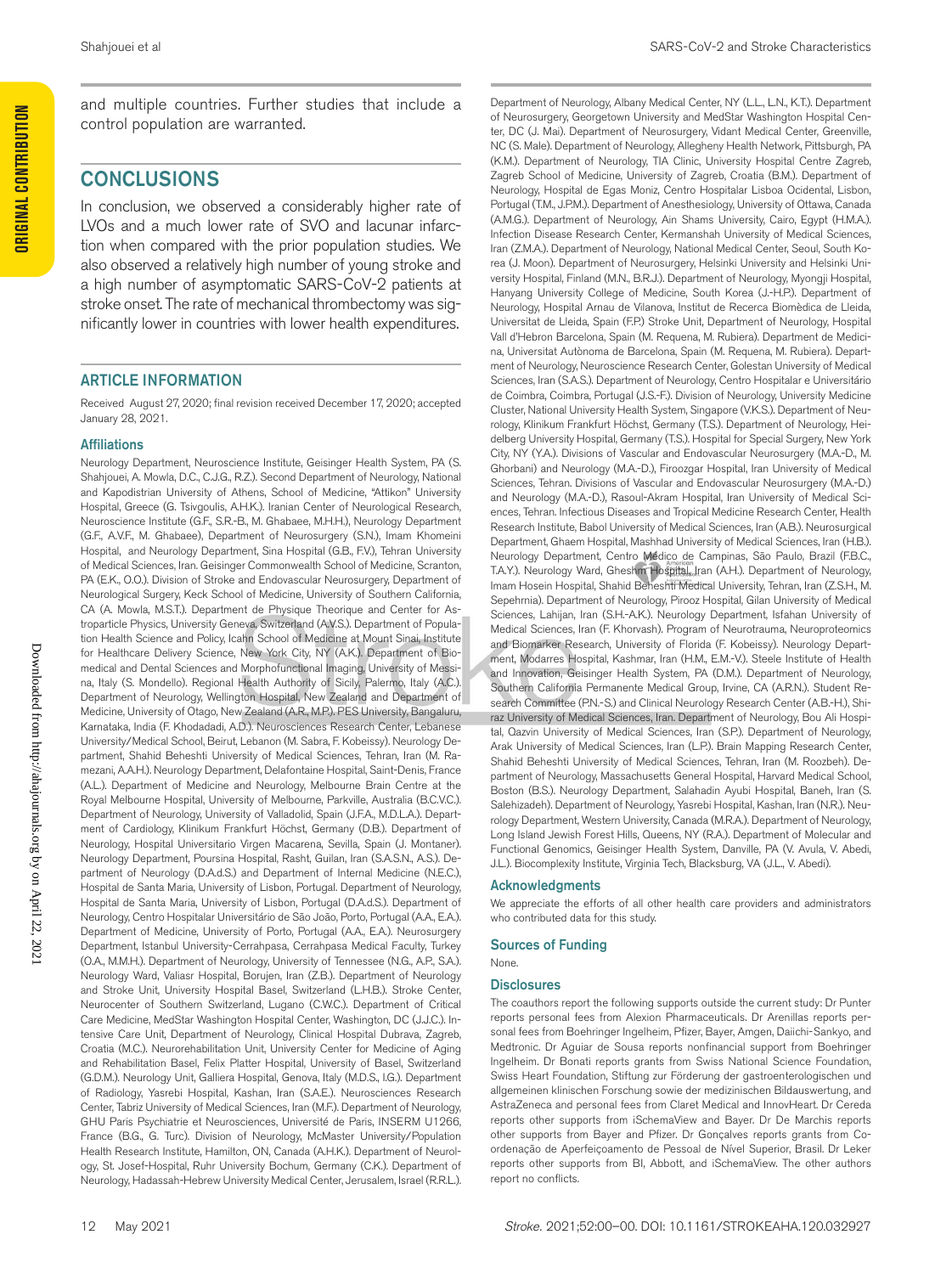and multiple countries. Further studies that include a control population are warranted.

## CONCLUSIONS

In conclusion, we observed a considerably higher rate of LVOs and a much lower rate of SVO and lacunar infarction when compared with the prior population studies. We also observed a relatively high number of young stroke and a high number of asymptomatic SARS-CoV-2 patients at stroke onset. The rate of mechanical thrombectomy was significantly lower in countries with lower health expenditures.

## ARTICLE INFORMATION

Received August 27, 2020; final revision received December 17, 2020; accepted January 28, 2021.

### Affiliations

Neurology Department, Neuroscience Institute, Geisinger Health System, PA (S. Shahjouei, A. Mowla, D.C., C.J.G., R.Z.). Second Department of Neurology, National and Kapodistrian University of Athens, School of Medicine, "Attikon" University Hospital, Greece (G. Tsivgoulis, A.H.K.). Iranian Center of Neurological Research, Neuroscience Institute (G.F., S.R.-B., M. Ghabaee, M.H.H.), Neurology Department (G.F., A.V.F., M. Ghabaee), Department of Neurosurgery (S.N.), Imam Khomeini Hospital, and Neurology Department, Sina Hospital (G.B., F.V.), Tehran University of Medical Sciences, Iran. Geisinger Commonwealth School of Medicine, Scranton, PA (E.K., O.O.). Division of Stroke and Endovascular Neurosurgery, Department of Neurological Surgery, Keck School of Medicine, University of Southern California, CA (A. Mowla, M.S.T.). Department de Physique Theorique and Center for Astroparticle Physics, University Geneva, Switzerland (A.V.S.). Department of Population Health Science and Policy, Icahn School of Medicine at Mount Sinai, Institute for Healthcare Delivery Science, New York City, NY (A.K.). Department of Biomedical and Dental Sciences and Morphofunctional Imaging, University of Messina, Italy (S. Mondello). Regional Health Authority of Sicily, Palermo, Italy (A.C.). Department of Neurology, Wellington Hospital, New Zealand and Department of Medicine, University of Otago, New Zealand (A.R., M.P.). PES University, Bangaluru, Karnataka, India (F. Khodadadi, A.D.). Neurosciences Research Center, Lebanese University/Medical School, Beirut, Lebanon (M. Sabra, F. Kobeissy). Neurology Department, Shahid Beheshti University of Medical Sciences, Tehran, Iran (M. Ramezani, A.A.H.). Neurology Department, Delafontaine Hospital, Saint-Denis, France (A.L.). Department of Medicine and Neurology, Melbourne Brain Centre at the Royal Melbourne Hospital, University of Melbourne, Parkville, Australia (B.C.V.C.). Department of Neurology, University of Valladolid, Spain (J.F.A., M.D.L.A.). Department of Cardiology, Klinikum Frankfurt Höchst, Germany (D.B.). Department of Neurology, Hospital Universitario Virgen Macarena, Sevilla, Spain (J. Montaner). Neurology Department, Poursina Hospital, Rasht, Guilan, Iran (S.A.S.N., A.S.). Department of Neurology (D.A.d.S.) and Department of Internal Medicine (N.E.C.), Hospital de Santa Maria, University of Lisbon, Portugal. Department of Neurology, Hospital de Santa Maria, University of Lisbon, Portugal (D.A.d.S.). Department of Neurology, Centro Hospitalar Universitário de São João, Porto, Portugal (A.A., E.A.). Department of Medicine, University of Porto, Portugal (A.A., E.A.). Neurosurgery Department, Istanbul University-Cerrahpasa, Cerrahpasa Medical Faculty, Turkey (O.A., M.M.H.). Department of Neurology, University of Tennessee (N.G., A.P., S.A.). Neurology Ward, Valiasr Hospital, Borujen, Iran (Z.B.). Department of Neurology and Stroke Unit, University Hospital Basel, Switzerland (L.H.B.). Stroke Center, Neurocenter of Southern Switzerland, Lugano (C.W.C.). Department of Critical Care Medicine, MedStar Washington Hospital Center, Washington, DC (J.J.C.). Intensive Care Unit, Department of Neurology, Clinical Hospital Dubrava, Zagreb, Croatia (M.C.). Neurorehabilitation Unit, University Center for Medicine of Aging and Rehabilitation Basel, Felix Platter Hospital, University of Basel, Switzerland (G.D.M.). Neurology Unit, Galliera Hospital, Genova, Italy (M.D.S., I.G.). Department of Radiology, Yasrebi Hospital, Kashan, Iran (S.A.E.). Neurosciences Research Center, Tabriz University of Medical Sciences, Iran (M.F.). Department of Neurology, GHU Paris Psychiatrie et Neurosciences, Université de Paris, INSERM U1266, France (B.G., G. Turc). Division of Neurology, McMaster University/Population Health Research Institute, Hamilton, ON, Canada (A.H.K.). Department of Neurology, St. Josef-Hospital, Ruhr University Bochum, Germany (C.K.). Department of Neurology, Hadassah-Hebrew University Medical Center, Jerusalem, Israel (R.R.L.). Department of Neurology, Albany Medical Center, NY (L.L., L.N., K.T.). Department of Neurosurgery, Georgetown University and MedStar Washington Hospital Center, DC (J. Mai). Department of Neurosurgery, Vidant Medical Center, Greenville, NC (S. Male). Department of Neurology, Allegheny Health Network, Pittsburgh, PA (K.M.). Department of Neurology, TIA Clinic, University Hospital Centre Zagreb, Zagreb School of Medicine, University of Zagreb, Croatia (B.M.). Department of Neurology, Hospital de Egas Moniz, Centro Hospitalar Lisboa Ocidental, Lisbon, Portugal (T.M., J.P.M.). Department of Anesthesiology, University of Ottawa, Canada (A.M.G.). Department of Neurology, Ain Shams University, Cairo, Egypt (H.M.A.). Infection Disease Research Center, Kermanshah University of Medical Sciences, Iran (Z.M.A.). Department of Neurology, National Medical Center, Seoul, South Korea (J. Moon). Department of Neurosurgery, Helsinki University and Helsinki University Hospital, Finland (M.N., B.R.J.). Department of Neurology, Myongji Hospital, Hanyang University College of Medicine, South Korea (J.-H.P.). Department of Neurology, Hospital Arnau de Vilanova, Institut de Recerca Biomèdica de Lleida, Universitat de Lleida, Spain (F.P.) Stroke Unit, Department of Neurology, Hospital Vall d'Hebron Barcelona, Spain (M. Requena, M. Rubiera). Department de Medicina, Universitat Autònoma de Barcelona, Spain (M. Requena, M. Rubiera). Department of Neurology, Neuroscience Research Center, Golestan University of Medical Sciences, Iran (S.A.S.). Department of Neurology, Centro Hospitalar e Universitário de Coimbra, Coimbra, Portugal (J.S.-F.). Division of Neurology, University Medicine Cluster, National University Health System, Singapore (V.K.S.). Department of Neurology, Klinikum Frankfurt Höchst, Germany (T.S.). Department of Neurology, Heidelberg University Hospital, Germany (T.S.). Hospital for Special Surgery, New York City, NY (Y.A.). Divisions of Vascular and Endovascular Neurosurgery (M.A.-D., M. Ghorbani) and Neurology (M.A.-D.), Firoozgar Hospital, Iran University of Medical Sciences, Tehran. Divisions of Vascular and Endovascular Neurosurgery (M.A.-D.) and Neurology (M.A.-D.), Rasoul-Akram Hospital, Iran University of Medical Sciences, Tehran. Infectious Diseases and Tropical Medicine Research Center, Health Research Institute, Babol University of Medical Sciences, Iran (A.B.). Neurosurgical Department, Ghaem Hospital, Mashhad University of Medical Sciences, Iran (H.B.). Neurology Department, Centro Médico de Campinas, São Paulo, Brazil (F.B.C., T.A.Y.). Neurology Ward, Gheshm Hospital, Iran (A.H.). Department of Neurology, Imam Hosein Hospital, Shahid Beheshti Medical University, Tehran, Iran (Z.S.H., M. Sepehrnia). Department of Neurology, Pirooz Hospital, Gilan University of Medical Sciences, Lahijan, Iran (S.H.-A.K.). Neurology Department, Isfahan University of Medical Sciences, Iran (F. Khorvash). Program of Neurotrauma, Neuroproteomics and Biomarker Research, University of Florida (F. Kobeissy). Neurology Department, Modarres Hospital, Kashmar, Iran (H.M., E.M.-V.). Steele Institute of Health and Innovation, Geisinger Health System, PA (D.M.). Department of Neurology, Southern California Permanente Medical Group, Irvine, CA (A.R.N.). Student Research Committee (P.N.-S.) and Clinical Neurology Research Center (A.B.-H.), Shiraz University of Medical Sciences, Iran. Department of Neurology, Bou Ali Hospital, Qazvin University of Medical Sciences, Iran (S.P.). Department of Neurology, Arak University of Medical Sciences, Iran (L.P.). Brain Mapping Research Center, Shahid Beheshti University of Medical Sciences, Tehran, Iran (M. Roozbeh). Department of Neurology, Massachusetts General Hospital, Harvard Medical School, Boston (B.S.). Neurology Department, Salahadin Ayubi Hospital, Baneh, Iran (S. Salehizadeh). Department of Neurology, Yasrebi Hospital, Kashan, Iran (N.R.). Neurology Department, Western University, Canada (M.R.A.). Department of Neurology, Long Island Jewish Forest Hills, Queens, NY (R.A.). Department of Molecular and Functional Genomics, Geisinger Health System, Danville, PA (V. Avula, V. Abedi, J.L.). Biocomplexity Institute, Virginia Tech, Blacksburg, VA (J.L., V. Abedi).

### Acknowledgments

We appreciate the efforts of all other health care providers and administrators who contributed data for this study.

### Sources of Funding

None.

### Disclosures

The coauthors report the following supports outside the current study: Dr Punter reports personal fees from Alexion Pharmaceuticals. Dr Arenillas reports personal fees from Boehringer Ingelheim, Pfizer, Bayer, Amgen, Daiichi-Sankyo, and Medtronic. Dr Aguiar de Sousa reports nonfinancial support from Boehringer Ingelheim. Dr Bonati reports grants from Swiss National Science Foundation, Swiss Heart Foundation, Stiftung zur Förderung der gastroenterologischen und allgemeinen klinischen Forschung sowie der medizinischen Bildauswertung, and AstraZeneca and personal fees from Claret Medical and InnovHeart. Dr Cereda reports other supports from iSchemaView and Bayer. Dr De Marchis reports other supports from Bayer and Pfizer. Dr Gonçalves reports grants from Coordenação de Aperfeiçoamento de Pessoal de Nível Superior, Brasil. Dr Leker reports other supports from BI, Abbott, and iSchemaView. The other authors report no conflicts.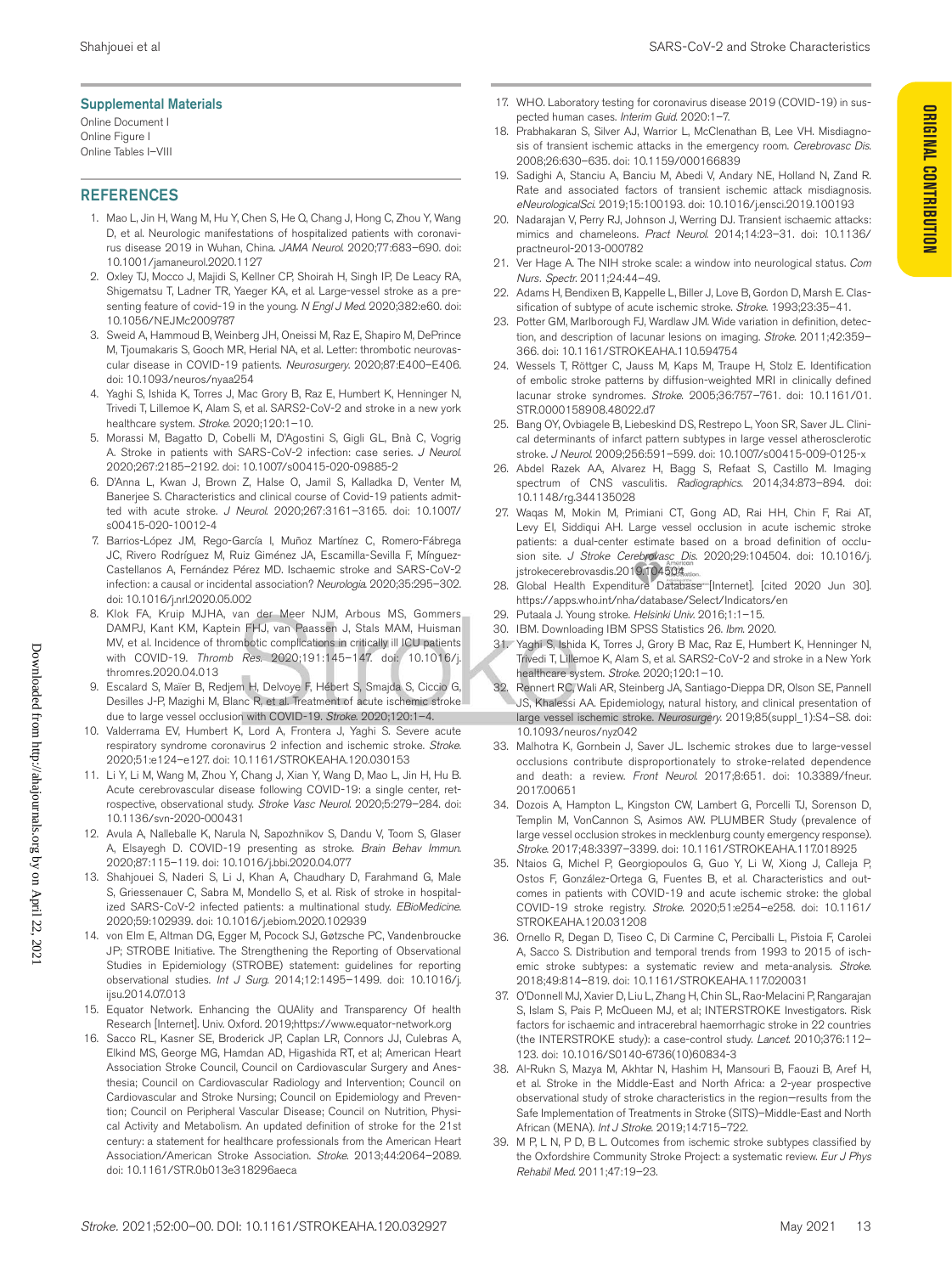## Supplemental Materials

Online Document I
Online Figure I
Online Tables I–VIII

## REFERENCES

1. Mao L, Jin H, Wang M, Hu Y, Chen S, He Q, Chang J, Hong C, Zhou Y, Wang D, et al. Neurologic manifestations of hospitalized patients with coronavirus disease 2019 in Wuhan, China. *JAMA Neurol*. 2020;77:683–690. doi: 10.1001/jamaneurol.2020.1127
2. Oxley TJ, Mocco J, Majidi S, Kellner CP, Shoirah H, Singh IP, De Leacy RA, Shigematsu T, Ladner TR, Yaeger KA, et al. Large-vessel stroke as a presenting feature of covid-19 in the young. *N Engl J Med*. 2020;382:e60. doi: 10.1056/NEJMc2009787
3. Sweid A, Hammoud B, Weinberg JH, Oneissi M, Raz E, Shapiro M, DePrince M, Tjoumakaris S, Gooch MR, Herial NA, et al. Letter: thrombotic neurovascular disease in COVID-19 patients. *Neurosurgery*. 2020;87:E400–E406. doi: 10.1093/neuros/nyaa254
4. Yaghi S, Ishida K, Torres J, Mac Grory B, Raz E, Humbert K, Henninger N, Trivedi T, Lillemoe K, Alam S, et al. SARS-CoV-2 and stroke in a new york healthcare system. *Stroke*. 2020;120:1–10.
5. Morassi M, Bagatto D, Cobelli M, D'Agostini S, Gigli GL, Bnà C, Vogrig A. Stroke in patients with SARS-CoV-2 infection: case series. *J Neurol*. 2020;267:2185–2192. doi: 10.1007/s00415-020-09885-2
6. D'Anna L, Kwan J, Brown Z, Halse O, Jamil S, Kalladka D, Venter M, Banerjee S. Characteristics and clinical course of Covid-19 patients admitted with acute stroke. *J Neurol*. 2020;267:3161–3165. doi: 10.1007/s00415-020-10012-4
7. Barrios-López JM, Rego-García I, Muñoz Martínez C, Romero-Fábrega JC, Rivero Rodríguez M, Ruiz Giménez JA, Escamilla-Sevilla F, Mínguez-Castellanos A, Fernández Pérez MD. Ischemic stroke and SARS-CoV-2 infection: a causal or incidental association? *Neurologia*. 2020;35:295–302. doi: 10.1016/j.nrl.2020.05.002
8. Klok FA, Kruip MJHA, van der Meer NJM, Arbous MS, Gommers DAMPJ, Kant KM, Kaptein FHJ, van Paassen J, Stals MAM, Huisman MV, et al. Incidence of thrombotic complications in critically ill ICU patients with COVID-19. *Thromb Res*. 2020;191:145–147. doi: 10.1016/j.thromres.2020.04.013
9. Escalard S, Maïer B, Redjem H, Delvoye F, Hébert S, Smajda S, Ciccio G, Desilles J-P, Mazighi M, Blanc R, et al. Treatment of acute ischemic stroke due to large vessel occlusion with COVID-19. *Stroke*. 2020;120:1–4.
10. Valderrama EV, Humbert K, Lord A, Frontera J, Yaghi S. Severe acute respiratory syndrome coronavirus 2 infection and ischemic stroke. *Stroke*. 2020;51:e124–e127. doi: 10.1161/STROKEAHA.120.030153
11. Li Y, Li M, Wang M, Zhou Y, Chang J, Xian Y, Wang D, Mao L, Jin H, Hu B. Acute cerebrovascular disease following COVID-19: a single center, retrospective, observational study. *Stroke Vasc Neurol*. 2020;5:279–284. doi: 10.1136/svn-2020-000431
12. Avula A, Nalleballe K, Narula N, Sapozhnikov S, Dandu V, Toom S, Glaser A, Elsayegh D. COVID-19 presenting as stroke. *Brain Behav Immun*. 2020;87:115–119. doi: 10.1016/j.bbi.2020.04.077
13. Shahjouei S, Naderi S, Li J, Khan A, Chaudhary D, Farahmand G, Male S, Griessenauer C, Sabra M, Mondello S, et al. Risk of stroke in hospitalized SARS-CoV-2 infected patients: a multinational study. *EBioMedicine*. 2020;59:102939. doi: 10.1016/j.ebiom.2020.102939
14. von Elm E, Altman DG, Egger M, Pocock SJ, Gøtzsche PC, Vandenbroucke JP; STROBE Initiative. The Strengthening the Reporting of Observational Studies in Epidemiology (STROBE) statement: guidelines for reporting observational studies. *Int J Surg*. 2014;12:1495–1499. doi: 10.1016/j.ijsu.2014.07.013
15. Equator Network. Enhancing the QUAlity and Transparency Of health Research [Internet]. Univ. Oxford. 2019;https://www.equator-network.org
16. Sacco RL, Kasner SE, Broderick JP, Caplan LR, Connors JJ, Culebras A, Elkind MS, George MG, Hamdan AD, Higashida RT, et al; American Heart Association Stroke Council, Council on Cardiovascular Surgery and Anesthesia; Council on Cardiovascular Radiology and Intervention; Council on Cardiovascular and Stroke Nursing; Council on Epidemiology and Prevention; Council on Peripheral Vascular Disease; Council on Nutrition, Physical Activity and Metabolism. An updated definition of stroke for the 21st century: a statement for healthcare professionals from the American Heart Association/American Stroke Association. *Stroke*. 2013;44:2064–2089. doi: 10.1161/STR.0b013e318296aeca
17. WHO. Laboratory testing for coronavirus disease 2019 (COVID-19) in suspected human cases. *Interim Guid*. 2020:1–7.
18. Prabhakaran S, Silver AJ, Warrior L, McClenathan B, Lee VH. Misdiagnosis of transient ischemic attacks in the emergency room. *Cerebrovasc Dis*. 2008;26:630–635. doi: 10.1159/000166839
19. Sadighi A, Stanciu A, Banciu M, Abedi V, Andary NE, Holland N, Zand R. Rate and associated factors of transient ischemic attack misdiagnosis. *eNeurologicalSci*. 2019;15:100193. doi: 10.1016/j.ensci.2019.100193
20. Nadarajan V, Perry RJ, Johnson J, Werring DJ. Transient ischaemic attacks: mimics and chameleons. *Pract Neurol*. 2014;14:23–31. doi: 10.1136/practneurol-2013-000782
21. Ver Hage A. The NIH stroke scale: a window into neurological status. *Com Nurs. Spectr*. 2011;24:44–49.
22. Adams H, Bendixen B, Kappelle L, Biller J, Love B, Gordon D, Marsh E. Classification of subtype of acute ischemic stroke. *Stroke*. 1993;23:35–41.
23. Potter GM, Marlborough FJ, Wardlaw JM. Wide variation in definition, detection, and description of lacunar lesions on imaging. *Stroke*. 2011;42:359–366. doi: 10.1161/STROKEAHA.110.594754
24. Wessels T, Röttger C, Jauss M, Kaps M, Traupe H, Stolz E. Identification of embolic stroke patterns by diffusion-weighted MRI in clinically defined lacunar stroke syndromes. *Stroke*. 2005;36:757–761. doi: 10.1161/01.STR.0000158908.48022.d7
25. Bang OY, Ovbiagele B, Liebeskind DS, Restrepo L, Yoon SR, Saver JL. Clinical determinants of infarct pattern subtypes in large vessel atherosclerotic stroke. *J Neurol*. 2009;256:591–599. doi: 10.1007/s00415-009-0125-x
26. Abdel Razek AA, Alvarez H, Bagg S, Refaat S, Castillo M. Imaging spectrum of CNS vasculitis. *Radiographics*. 2014;34:873–894. doi: 10.1148/rg.344135028
27. Waqas M, Mokin M, Primiani CT, Gong AD, Rai HH, Chin F, Rai AT, Levy EI, Siddiqui AH. Large vessel occlusion in acute ischemic stroke patients: a dual-center estimate based on a broad definition of occlusion site. *J Stroke Cerebrovasc Dis*. 2020;29:104504. doi: 10.1016/j.jstrokecerebrovasdis.2019.104504
28. Global Health Expenditure Database [Internet]. [cited 2020 Jun 30]. https://apps.who.int/nha/database/Select/Indicators/en
29. Putaala J. Young stroke. *Helsinki Univ*. 2016;1:1–15.
30. IBM. Downloading IBM SPSS Statistics 26. *Ibm*. 2020.
31. Yaghi S, Ishida K, Torres J, Grory B Mac, Raz E, Humbert K, Henninger N, Trivedi T, Lillemoe K, Alam S, et al. SARS2-CoV-2 and stroke in a New York healthcare system. *Stroke*. 2020;120:1–10.
32. Rennert RC, Wali AR, Steinberg JA, Santiago-Dieppa DR, Olson SE, Pannell JS, Khalessi AA. Epidemiology, natural history, and clinical presentation of large vessel ischemic stroke. *Neurosurgery*. 2019;85(suppl_1):S4–S8. doi: 10.1093/neuros/nyz042
33. Malhotra K, Gornbein J, Saver JL. Ischemic strokes due to large-vessel occlusions contribute disproportionately to stroke-related dependence and death: a review. *Front Neurol*. 2017;8:651. doi: 10.3389/fneur.2017.00651
34. Dozois A, Hampton L, Kingston CW, Lambert G, Porcelli TJ, Sorenson D, Templin M, VonCannon S, Asimos AW. PLUMBER Study (prevalence of large vessel occlusion strokes in mecklenburg county emergency response). *Stroke*. 2017;48:3397–3399. doi: 10.1161/STROKEAHA.117.018925
35. Ntaios G, Michel P, Georgiopoulos G, Guo Y, Li W, Xiong J, Calleja P, Ostos F, González-Ortega G, Fuentes B, et al. Characteristics and outcomes in patients with COVID-19 and acute ischemic stroke: the global COVID-19 stroke registry. *Stroke*. 2020;51:e254–e258. doi: 10.1161/STROKEAHA.120.031208
36. Ornello R, Degan D, Tiseo C, Di Carmine C, Perciballi L, Pistoia F, Carolei A, Sacco S. Distribution and temporal trends from 1993 to 2015 of ischemic stroke subtypes: a systematic review and meta-analysis. *Stroke*. 2018;49:814–819. doi: 10.1161/STROKEAHA.117.020031
37. O'Donnell MJ, Xavier D, Liu L, Zhang H, Chin SL, Rao-Melacini P, Rangarajan S, Islam S, Pais P, McQueen MJ, et al; INTERSTROKE Investigators. Risk factors for ischaemic and intracerebral haemorrhagic stroke in 22 countries (the INTERSTROKE study): a case-control study. *Lancet*. 2010;376:112–123. doi: 10.1016/S0140-6736(10)60834-3
38. Al-Rukn S, Mazya M, Akhtar N, Hashim H, Mansouri B, Faouzi B, Aref H, et al. Stroke in the Middle-East and North Africa: a 2-year prospective observational study of stroke characteristics in the region—results from the Safe Implementation of Treatments in Stroke (SITS)–Middle-East and North African (MENA). *Int J Stroke*. 2019;14:715–722.
39. M P, L N, P D, B L. Outcomes from ischemic stroke subtypes classified by the Oxfordshire Community Stroke Project: a systematic review. *Eur J Phys Rehabil Med*. 2011;47:19–23.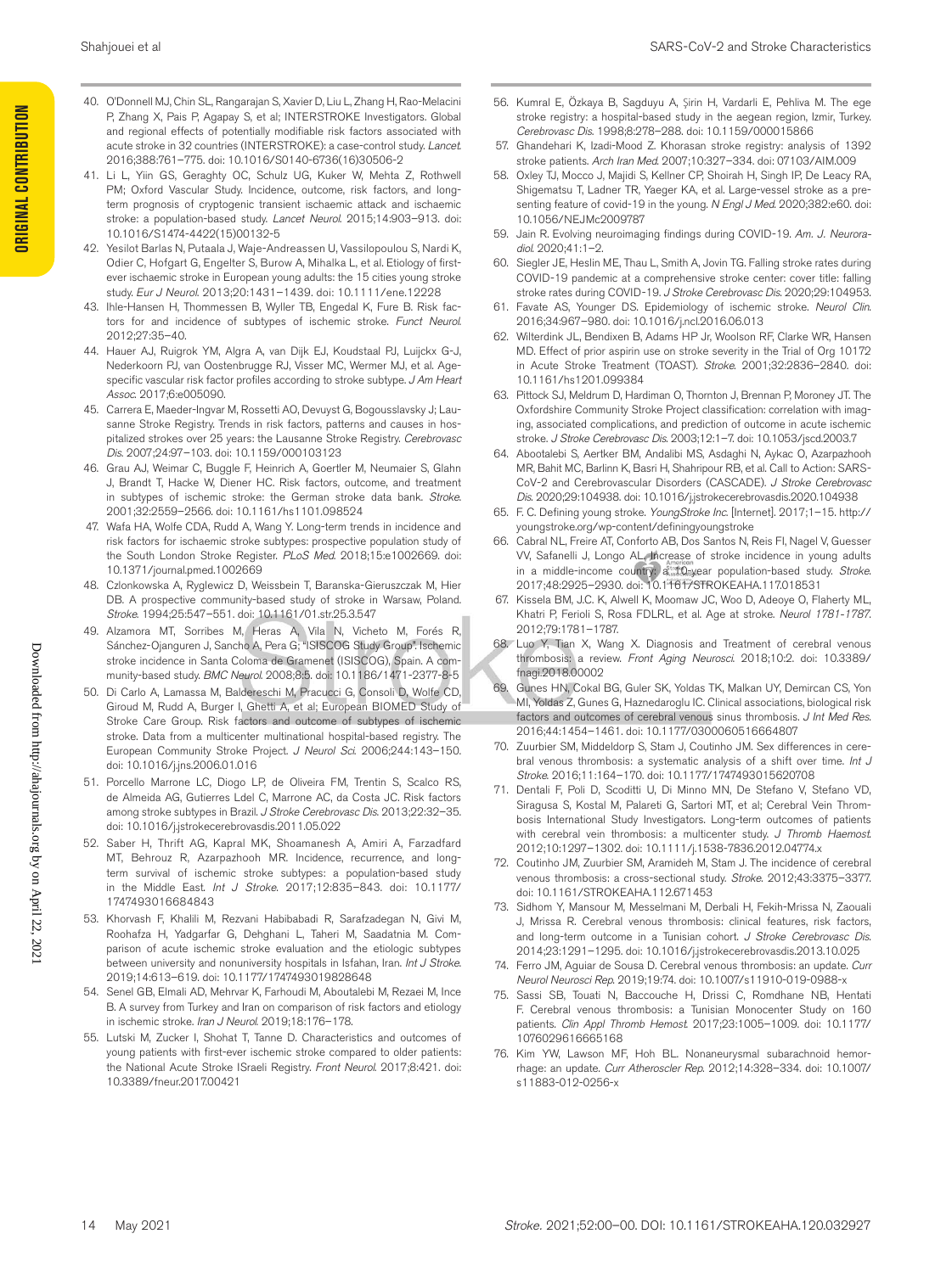40. O'Donnell MJ, Chin SL, Rangarajan S, Xavier D, Liu L, Zhang H, Rao-Melacini P, Zhang X, Pais P, Agapay S, et al; INTERSTROKE Investigators. Global and regional effects of potentially modifiable risk factors associated with acute stroke in 32 countries (INTERSTROKE): a case-control study. *Lancet*. 2016;388:761–775. doi: 10.1016/S0140-6736(16)30506-2
41. Li L, Yiin GS, Geraghty OC, Schulz UG, Kuker W, Mehta Z, Rothwell PM; Oxford Vascular Study. Incidence, outcome, risk factors, and long-term prognosis of cryptogenic transient ischaemic attack and ischaemic stroke: a population-based study. *Lancet Neurol*. 2015;14:903–913. doi: 10.1016/S1474-4422(15)00132-5
42. Yesilot Barlas N, Putaala J, Waje-Andreassen U, Vassilopoulou S, Nardi K, Odier C, Hofgart G, Engelter S, Burow A, Mihalka L, et al. Etiology of first-ever ischaemic stroke in European young adults: the 15 cities young stroke study. *Eur J Neurol*. 2013;20:1431–1439. doi: 10.1111/ene.12228
43. Ihle-Hansen H, Thommessen B, Wyller TB, Engedal K, Fure B. Risk factors for and incidence of subtypes of ischemic stroke. *Funct Neurol*. 2012;27:35–40.
44. Hauer AJ, Ruigrok YM, Algra A, van Dijk EJ, Koudstaal PJ, Luijckx G-J, Nederkoorn PJ, van Oostenbrugge RJ, Visser MC, Wermer MJ, et al. Age-specific vascular risk factor profiles according to stroke subtype. *J Am Heart Assoc*. 2017;6:e005090.
45. Carrera E, Maeder-Ingvar M, Rossetti AO, Devuyst G, Bogousslavsky J; Lausanne Stroke Registry. Trends in risk factors, patterns and causes in hospitalized strokes over 25 years: the Lausanne Stroke Registry. *Cerebrovasc Dis*. 2007;24:97–103. doi: 10.1159/000103123
46. Grau AJ, Weimar C, Buggle F, Heinrich A, Goertler M, Neumaier S, Glahn J, Brandt T, Hacke W, Diener HC. Risk factors, outcome, and treatment in subtypes of ischemic stroke: the German stroke data bank. *Stroke*. 2001;32:2559–2566. doi: 10.1161/hs1101.098524
47. Wafa HA, Wolfe CDA, Rudd A, Wang Y. Long-term trends in incidence and risk factors for ischaemic stroke subtypes: prospective population study of the South London Stroke Register. *PLoS Med*. 2018;15:e1002669. doi: 10.1371/journal.pmed.1002669
48. Czlonkowska A, Ryglewicz D, Weissbein T, Baranska-Gieruszczak M, Hier DB. A prospective community-based study of stroke in Warsaw, Poland. *Stroke*. 1994;25:547–551. doi: 10.1161/01.str.25.3.547
49. Alzamora MT, Sorribes M, Heras A, Vila N, Vicheto M, Forés R, Sánchez-Ojanguren J, Sancho A, Pera G; "ISISCOG Study Group". Ischemic stroke incidence in Santa Coloma de Gramenet (ISISCOG), Spain. A community-based study. *BMC Neurol*. 2008;8:5. doi: 10.1186/1471-2377-8-5
50. Di Carlo A, Lamassa M, Baldereschi M, Pracucci G, Consoli D, Wolfe CD, Giroud M, Rudd A, Burger I, Ghetti A, et al; European BIOMED Study of Stroke Care Group. Risk factors and outcome of subtypes of ischemic stroke. Data from a multicenter multinational hospital-based registry. The European Community Stroke Project. *J Neurol Sci*. 2006;244:143–150. doi: 10.1016/j.jns.2006.01.016
51. Porcello Marrone LC, Diogo LP, de Oliveira FM, Trentin S, Scalco RS, de Almeida AG, Gutierres Ldel C, Marrone AC, da Costa JC. Risk factors among stroke subtypes in Brazil. *J Stroke Cerebrovasc Dis*. 2013;22:32–35. doi: 10.1016/j.jstrokecerebrovasdis.2011.05.022
52. Saber H, Thrift AG, Kapral MK, Shoamanesh A, Amiri A, Farzadfard MT, Behrouz R, Azarpazhooh MR. Incidence, recurrence, and long-term survival of ischemic stroke subtypes: a population-based study in the Middle East. *Int J Stroke*. 2017;12:835–843. doi: 10.1177/1747493016684843
53. Khorvash F, Khalili M, Rezvani Habibabadi R, Sarafzadegan N, Givi M, Roohafza H, Yadgarfar G, Dehghani L, Taheri M, Saadatnia M. Comparison of acute ischemic stroke evaluation and the etiologic subtypes between university and nonuniversity hospitals in Isfahan, Iran. *Int J Stroke*. 2019;14:613–619. doi: 10.1177/1747493019828648
54. Senel GB, Elmali AD, Mehrvar K, Farhoudi M, Aboutalebi M, Rezaei M, Ince B. A survey from Turkey and Iran on comparison of risk factors and etiology in ischemic stroke. *Iran J Neurol*. 2019;18:176–178.
55. Lutski M, Zucker I, Shohat T, Tanne D. Characteristics and outcomes of young patients with first-ever ischemic stroke compared to older patients: the National Acute Stroke ISraeli Registry. *Front Neurol*. 2017;8:421. doi: 10.3389/fneur.2017.00421
56. Kumral E, Özkaya B, Sagduyu A, Şirin H, Vardarli E, Pehliva M. The ege stroke registry: a hospital-based study in the aegean region, Izmir, Turkey. *Cerebrovasc Dis*. 1998;8:278–288. doi: 10.1159/000015866
57. Ghandehari K, Izadi-Mood Z. Khorasan stroke registry: analysis of 1392 stroke patients. *Arch Iran Med*. 2007;10:327–334. doi: 07103/AIM.009
58. Oxley TJ, Mocco J, Majidi S, Kellner CP, Shoirah H, Singh IP, De Leacy RA, Shigematsu T, Ladner TR, Yaeger KA, et al. Large-vessel stroke as a presenting feature of covid-19 in the young. *N Engl J Med*. 2020;382:e60. doi: 10.1056/NEJMc2009787
59. Jain R. Evolving neuroimaging findings during COVID-19. *Am. J. Neuroradiol*. 2020;41:1–2.
60. Siegler JE, Heslin ME, Thau L, Smith A, Jovin TG. Falling stroke rates during COVID-19 pandemic at a comprehensive stroke center: cover title: falling stroke rates during COVID-19. *J Stroke Cerebrovasc Dis*. 2020;29:104953.
61. Favate AS, Younger DS. Epidemiology of ischemic stroke. *Neurol Clin*. 2016;34:967–980. doi: 10.1016/j.ncl.2016.06.013
62. Wilterdink JL, Bendixen B, Adams HP Jr, Woolson RF, Clarke WR, Hansen MD. Effect of prior aspirin use on stroke severity in the Trial of Org 10172 in Acute Stroke Treatment (TOAST). *Stroke*. 2001;32:2836–2840. doi: 10.1161/hs1201.099384
63. Pittock SJ, Meldrum D, Hardiman O, Thornton J, Brennan P, Moroney JT. The Oxfordshire Community Stroke Project classification: correlation with imaging, associated complications, and prediction of outcome in acute ischemic stroke. *J Stroke Cerebrovasc Dis*. 2003;12:1–7. doi: 10.1053/jscd.2003.7
64. Abootalebi S, Aertker BM, Andalibi MS, Asdaghi N, Aykac O, Azarpazhooh MR, Bahit MC, Barlinn K, Basri H, Shahripour RB, et al. Call to Action: SARS-CoV-2 and Cerebrovascular Disorders (CASCADE). *J Stroke Cerebrovasc Dis*. 2020;29:104938. doi: 10.1016/j.jstrokecerebrovasdis.2020.104938
65. F. C. Defining young stroke. *YoungStroke Inc*. [Internet]. 2017;1–15. http://youngstroke.org/wp-content/definingyoungstroke
66. Cabral NL, Freire AT, Conforto AB, Dos Santos N, Reis FI, Nagel V, Guesser VV, Safanelli J, Longo AL. Increase of stroke incidence in young adults in a middle-income country: a 10-year population-based study. *Stroke*. 2017;48:2925–2930. doi: 10.1161/STROKEAHA.117.018531
67. Kissela BM, J.C. K, Alwell K, Moomaw JC, Woo D, Adeoye O, Flaherty ML, Khatri P, Ferioli S, Rosa FDLRL, et al. Age at stroke. *Neurol 1781-1787*. 2012;79:1781–1787.
68. Luo Y, Tian X, Wang X. Diagnosis and Treatment of cerebral venous thrombosis: a review. *Front Aging Neurosci*. 2018;10:2. doi: 10.3389/fnagi.2018.00002
69. Gunes HN, Cokal BG, Guler SK, Yoldas TK, Malkan UY, Demircan CS, Yon MI, Yoldas Z, Gunes G, Haznedaroglu IC. Clinical associations, biological risk factors and outcomes of cerebral venous sinus thrombosis. *J Int Med Res*. 2016;44:1454–1461. doi: 10.1177/0300060516664807
70. Zuurbier SM, Middeldorp S, Stam J, Coutinho JM. Sex differences in cerebral venous thrombosis: a systematic analysis of a shift over time. *Int J Stroke*. 2016;11:164–170. doi: 10.1177/1747493015620708
71. Dentali F, Poli D, Scoditti U, Di Minno MN, De Stefano V, Stefano VD, Siragusa S, Kostal M, Palareti G, Sartori MT, et al; Cerebral Vein Thrombosis International Study Investigators. Long-term outcomes of patients with cerebral vein thrombosis: a multicenter study. *J Thromb Haemost*. 2012;10:1297–1302. doi: 10.1111/j.1538-7836.2012.04774.x
72. Coutinho JM, Zuurbier SM, Aramideh M, Stam J. The incidence of cerebral venous thrombosis: a cross-sectional study. *Stroke*. 2012;43:3375–3377. doi: 10.1161/STROKEAHA.112.671453
73. Sidhom Y, Mansour M, Messelmani M, Derbali H, Fekih-Mrissa N, Zaouali J, Mrissa R. Cerebral venous thrombosis: clinical features, risk factors, and long-term outcome in a Tunisian cohort. *J Stroke Cerebrovasc Dis*. 2014;23:1291–1295. doi: 10.1016/j.jstrokecerebrovasdis.2013.10.025
74. Ferro JM, Aguiar de Sousa D. Cerebral venous thrombosis: an update. *Curr Neurol Neurosci Rep*. 2019;19:74. doi: 10.1007/s11910-019-0988-x
75. Sassi SB, Touati N, Baccouche H, Drissi C, Romdhane NB, Hentati F. Cerebral venous thrombosis: a Tunisian Monocenter Study on 160 patients. *Clin Appl Thromb Hemost*. 2017;23:1005–1009. doi: 10.1177/1076029616665168
76. Kim YW, Lawson MF, Hoh BL. Nonaneurysmal subarachnoid hemorrhage: an update. *Curr Atheroscler Rep*. 2012;14:328–334. doi: 10.1007/s11883-012-0256-x